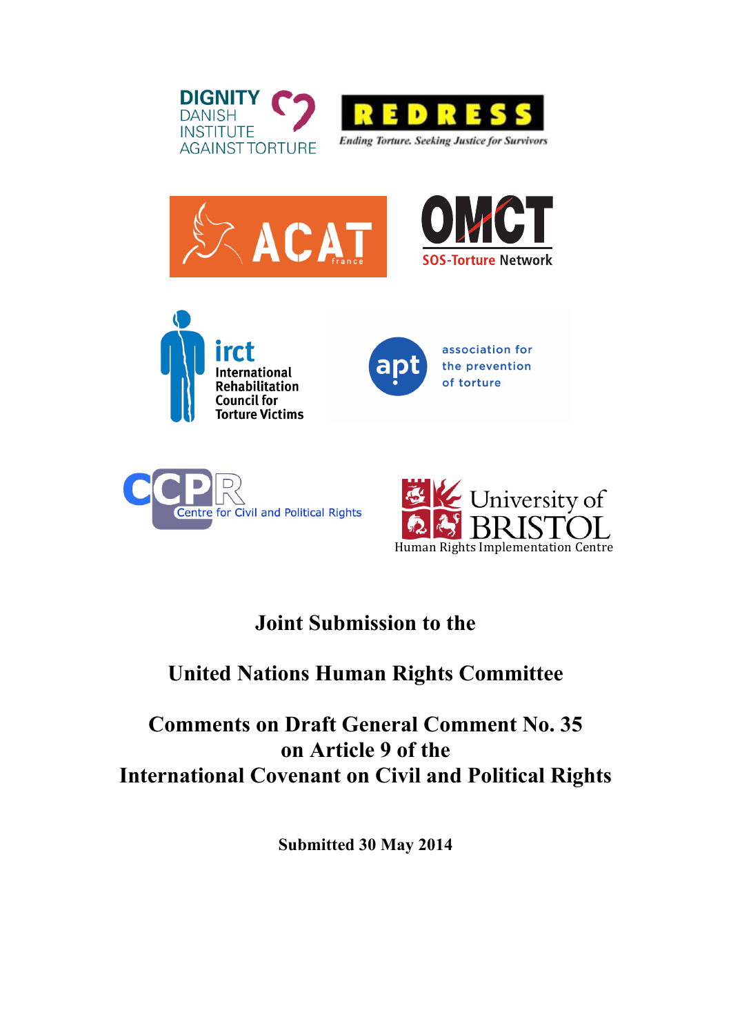DIGNITY
DANISH
INSTITUTE
AGAINST TORTURE

REDRESS
*Ending Torture. Seeking Justice for Survivors*

ACAT france

OMCT
SOS-Torture Network

irct
International Rehabilitation Council for Torture Victims

apt
association for the prevention of torture

CCPR
Centre for Civil and Political Rights

University of BRISTOL
Human Rights Implementation Centre

# Joint Submission to the

# United Nations Human Rights Committee

# Comments on Draft General Comment No. 35 on Article 9 of the International Covenant on Civil and Political Rights

**Submitted 30 May 2014**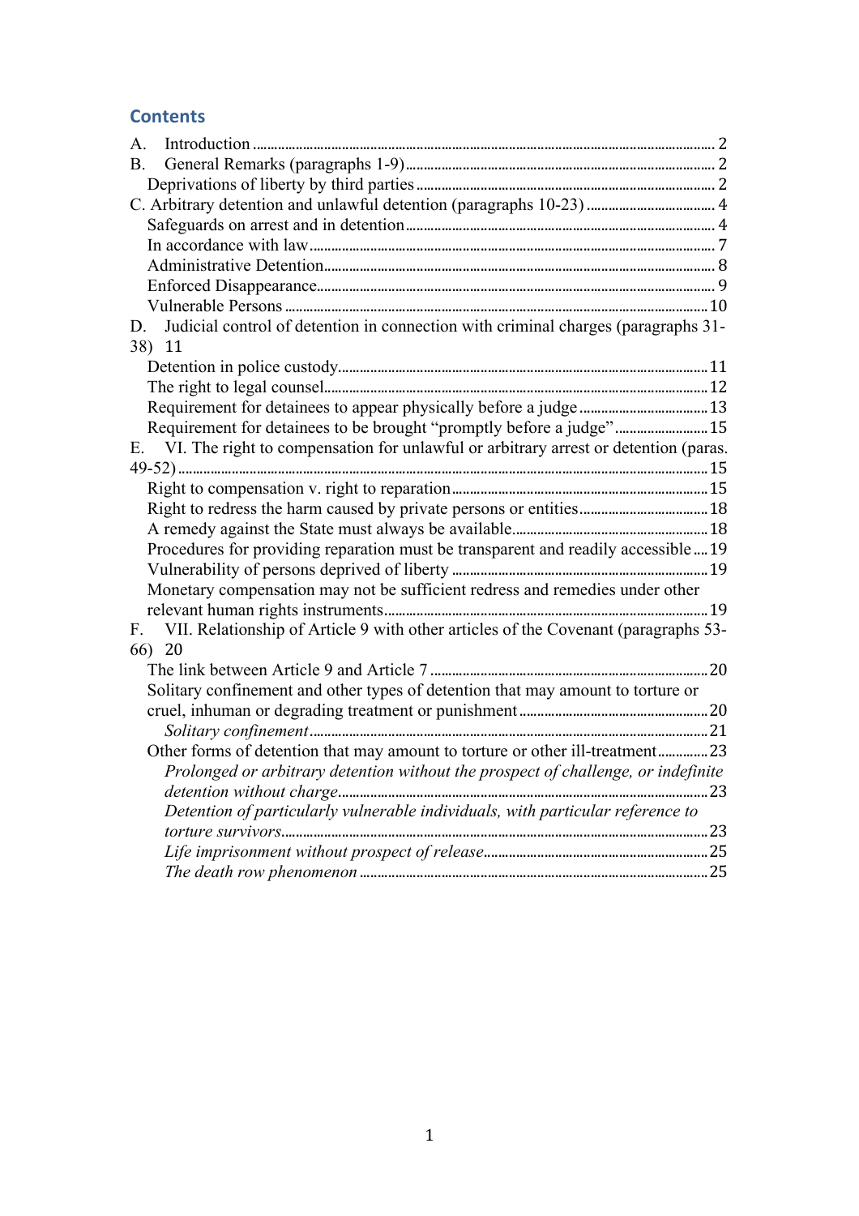## Contents

A. Introduction ........ 2
B. General Remarks (paragraphs 1-9) ........ 2
  Deprivations of liberty by third parties ........ 2
C. Arbitrary detention and unlawful detention (paragraphs 10-23) ........ 4
  Safeguards on arrest and in detention ........ 4
  In accordance with law ........ 7
  Administrative Detention ........ 8
  Enforced Disappearance ........ 9
  Vulnerable Persons ........ 10
D. Judicial control of detention in connection with criminal charges (paragraphs 31-38) 11
  Detention in police custody ........ 11
  The right to legal counsel ........ 12
  Requirement for detainees to appear physically before a judge ........ 13
  Requirement for detainees to be brought "promptly before a judge" ........ 15
E. VI. The right to compensation for unlawful or arbitrary arrest or detention (paras. 49-52) ........ 15
  Right to compensation v. right to reparation ........ 15
  Right to redress the harm caused by private persons or entities ........ 18
  A remedy against the State must always be available ........ 18
  Procedures for providing reparation must be transparent and readily accessible ........ 19
  Vulnerability of persons deprived of liberty ........ 19
  Monetary compensation may not be sufficient redress and remedies under other relevant human rights instruments ........ 19
F. VII. Relationship of Article 9 with other articles of the Covenant (paragraphs 53-66) 20
  The link between Article 9 and Article 7 ........ 20
  Solitary confinement and other types of detention that may amount to torture or cruel, inhuman or degrading treatment or punishment ........ 20
    *Solitary confinement* ........ 21
  Other forms of detention that may amount to torture or other ill-treatment ........ 23
    *Prolonged or arbitrary detention without the prospect of challenge, or indefinite detention without charge* ........ 23
    *Detention of particularly vulnerable individuals, with particular reference to torture survivors* ........ 23
    *Life imprisonment without prospect of release* ........ 25
    *The death row phenomenon* ........ 25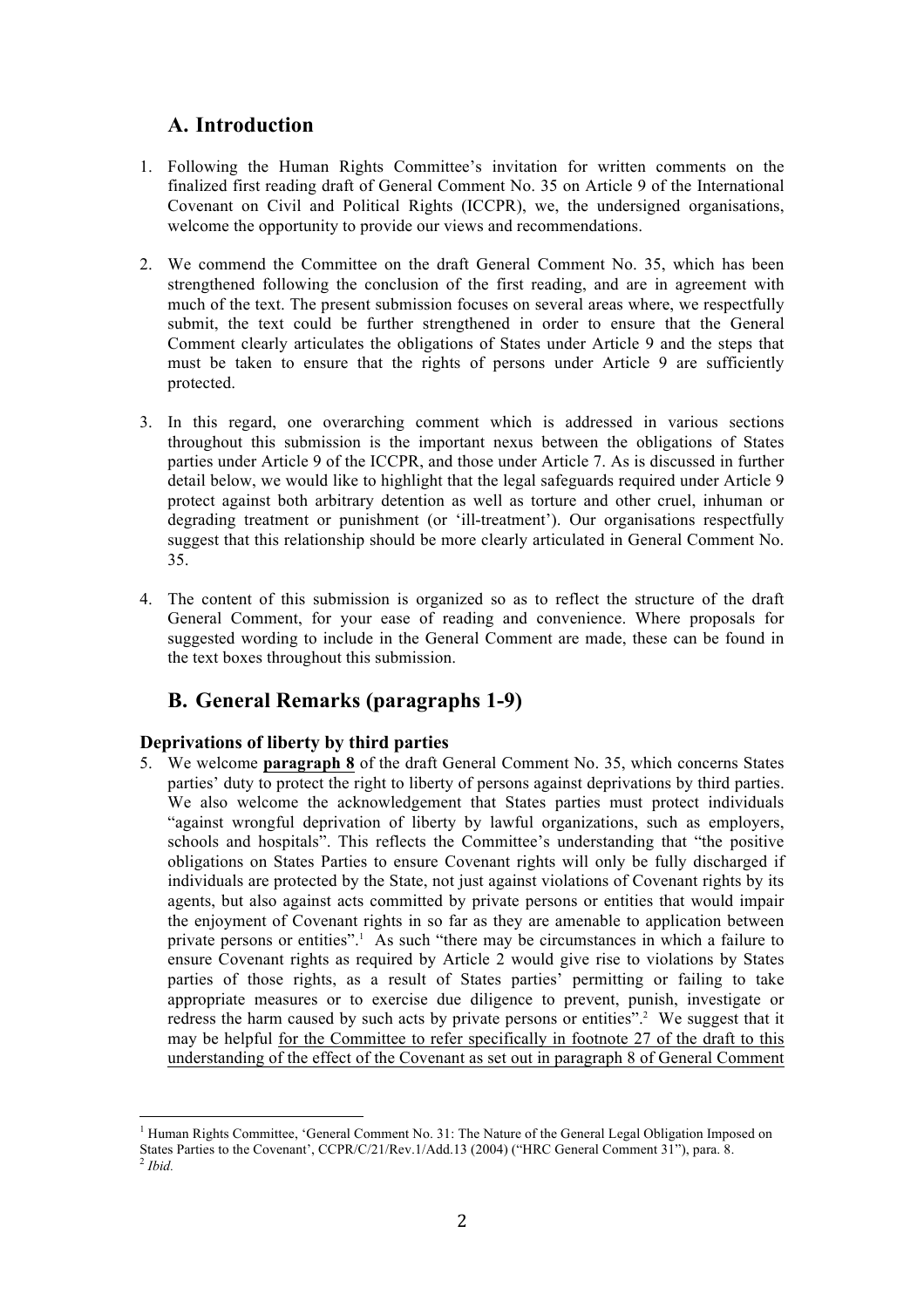## A. Introduction

1. Following the Human Rights Committee's invitation for written comments on the finalized first reading draft of General Comment No. 35 on Article 9 of the International Covenant on Civil and Political Rights (ICCPR), we, the undersigned organisations, welcome the opportunity to provide our views and recommendations.

2. We commend the Committee on the draft General Comment No. 35, which has been strengthened following the conclusion of the first reading, and are in agreement with much of the text. The present submission focuses on several areas where, we respectfully submit, the text could be further strengthened in order to ensure that the General Comment clearly articulates the obligations of States under Article 9 and the steps that must be taken to ensure that the rights of persons under Article 9 are sufficiently protected.

3. In this regard, one overarching comment which is addressed in various sections throughout this submission is the important nexus between the obligations of States parties under Article 9 of the ICCPR, and those under Article 7. As is discussed in further detail below, we would like to highlight that the legal safeguards required under Article 9 protect against both arbitrary detention as well as torture and other cruel, inhuman or degrading treatment or punishment (or 'ill-treatment'). Our organisations respectfully suggest that this relationship should be more clearly articulated in General Comment No. 35.

4. The content of this submission is organized so as to reflect the structure of the draft General Comment, for your ease of reading and convenience. Where proposals for suggested wording to include in the General Comment are made, these can be found in the text boxes throughout this submission.

## B. General Remarks (paragraphs 1-9)

### Deprivations of liberty by third parties

5. We welcome <u>**paragraph 8**</u> of the draft General Comment No. 35, which concerns States parties' duty to protect the right to liberty of persons against deprivations by third parties. We also welcome the acknowledgement that States parties must protect individuals "against wrongful deprivation of liberty by lawful organizations, such as employers, schools and hospitals". This reflects the Committee's understanding that "the positive obligations on States Parties to ensure Covenant rights will only be fully discharged if individuals are protected by the State, not just against violations of Covenant rights by its agents, but also against acts committed by private persons or entities that would impair the enjoyment of Covenant rights in so far as they are amenable to application between private persons or entities".[1] As such "there may be circumstances in which a failure to ensure Covenant rights as required by Article 2 would give rise to violations by States parties of those rights, as a result of States parties' permitting or failing to take appropriate measures or to exercise due diligence to prevent, punish, investigate or redress the harm caused by such acts by private persons or entities".[2] We suggest that it may be helpful <u>for the Committee to refer specifically in footnote 27 of the draft to this understanding of the effect of the Covenant as set out in paragraph 8 of General Comment</u>

---

[1] Human Rights Committee, 'General Comment No. 31: The Nature of the General Legal Obligation Imposed on States Parties to the Covenant', CCPR/C/21/Rev.1/Add.13 (2004) ("HRC General Comment 31"), para. 8.

[2] *Ibid.*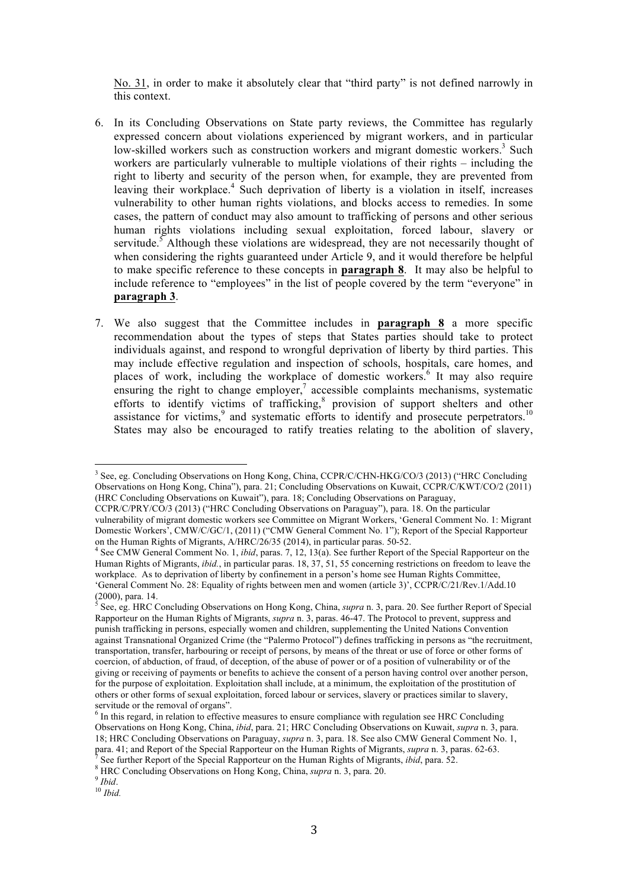No. 31, in order to make it absolutely clear that "third party" is not defined narrowly in this context.

6. In its Concluding Observations on State party reviews, the Committee has regularly expressed concern about violations experienced by migrant workers, and in particular low-skilled workers such as construction workers and migrant domestic workers.[3] Such workers are particularly vulnerable to multiple violations of their rights – including the right to liberty and security of the person when, for example, they are prevented from leaving their workplace.[4] Such deprivation of liberty is a violation in itself, increases vulnerability to other human rights violations, and blocks access to remedies. In some cases, the pattern of conduct may also amount to trafficking of persons and other serious human rights violations including sexual exploitation, forced labour, slavery or servitude.[5] Although these violations are widespread, they are not necessarily thought of when considering the rights guaranteed under Article 9, and it would therefore be helpful to make specific reference to these concepts in **paragraph 8**. It may also be helpful to include reference to "employees" in the list of people covered by the term "everyone" in **paragraph 3**.

7. We also suggest that the Committee includes in **paragraph 8** a more specific recommendation about the types of steps that States parties should take to protect individuals against, and respond to wrongful deprivation of liberty by third parties. This may include effective regulation and inspection of schools, hospitals, care homes, and places of work, including the workplace of domestic workers.[6] It may also require ensuring the right to change employer,[7] accessible complaints mechanisms, systematic efforts to identify victims of trafficking,[8] provision of support shelters and other assistance for victims,[9] and systematic efforts to identify and prosecute perpetrators.[10] States may also be encouraged to ratify treaties relating to the abolition of slavery,

---

[3] See, eg. Concluding Observations on Hong Kong, China, CCPR/C/CHN-HKG/CO/3 (2013) ("HRC Concluding Observations on Hong Kong, China"), para. 21; Concluding Observations on Kuwait, CCPR/C/KWT/CO/2 (2011) (HRC Concluding Observations on Kuwait"), para. 18; Concluding Observations on Paraguay, CCPR/C/PRY/CO/3 (2013) ("HRC Concluding Observations on Paraguay"), para. 18. On the particular vulnerability of migrant domestic workers see Committee on Migrant Workers, 'General Comment No. 1: Migrant Domestic Workers', CMW/C/GC/1, (2011) ("CMW General Comment No. 1"); Report of the Special Rapporteur on the Human Rights of Migrants, A/HRC/26/35 (2014), in particular paras. 50-52.

[4] See CMW General Comment No. 1, *ibid*, paras. 7, 12, 13(a). See further Report of the Special Rapporteur on the Human Rights of Migrants, *ibid.*, in particular paras. 18, 37, 51, 55 concerning restrictions on freedom to leave the workplace. As to deprivation of liberty by confinement in a person's home see Human Rights Committee, 'General Comment No. 28: Equality of rights between men and women (article 3)', CCPR/C/21/Rev.1/Add.10 (2000), para. 14.

[5] See, eg. HRC Concluding Observations on Hong Kong, China, *supra* n. 3, para. 20. See further Report of Special Rapporteur on the Human Rights of Migrants, *supra* n. 3, paras. 46-47. The Protocol to prevent, suppress and punish trafficking in persons, especially women and children, supplementing the United Nations Convention against Transnational Organized Crime (the "Palermo Protocol") defines trafficking in persons as "the recruitment, transportation, transfer, harbouring or receipt of persons, by means of the threat or use of force or other forms of coercion, of abduction, of fraud, of deception, of the abuse of power or of a position of vulnerability or of the giving or receiving of payments or benefits to achieve the consent of a person having control over another person, for the purpose of exploitation. Exploitation shall include, at a minimum, the exploitation of the prostitution of others or other forms of sexual exploitation, forced labour or services, slavery or practices similar to slavery, servitude or the removal of organs".

[6] In this regard, in relation to effective measures to ensure compliance with regulation see HRC Concluding Observations on Hong Kong, China, *ibid*, para. 21; HRC Concluding Observations on Kuwait, *supra* n. 3, para. 18; HRC Concluding Observations on Paraguay, *supra* n. 3, para. 18. See also CMW General Comment No. 1, para. 41; and Report of the Special Rapporteur on the Human Rights of Migrants, *supra* n. 3, paras. 62-63.

[7] See further Report of the Special Rapporteur on the Human Rights of Migrants, *ibid*, para. 52.

[8] HRC Concluding Observations on Hong Kong, China, *supra* n. 3, para. 20.

[9] *Ibid*.

[10] *Ibid.*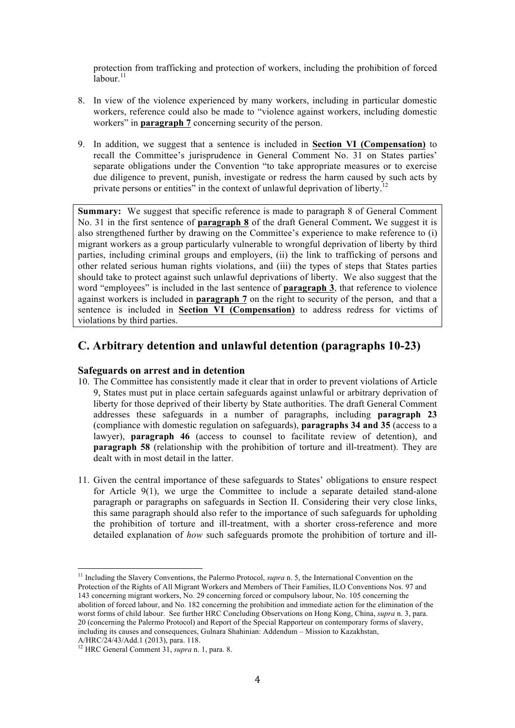protection from trafficking and protection of workers, including the prohibition of forced labour.[11]

8. In view of the violence experienced by many workers, including in particular domestic workers, reference could also be made to "violence against workers, including domestic workers" in **paragraph 7** concerning security of the person.

9. In addition, we suggest that a sentence is included in **Section VI (Compensation)** to recall the Committee's jurisprudence in General Comment No. 31 on States parties' separate obligations under the Convention "to take appropriate measures or to exercise due diligence to prevent, punish, investigate or redress the harm caused by such acts by private persons or entities" in the context of unlawful deprivation of liberty.[12]

> **Summary:** We suggest that specific reference is made to paragraph 8 of General Comment No. 31 in the first sentence of **paragraph 8** of the draft General Comment**.** We suggest it is also strengthened further by drawing on the Committee's experience to make reference to (i) migrant workers as a group particularly vulnerable to wrongful deprivation of liberty by third parties, including criminal groups and employers, (ii) the link to trafficking of persons and other related serious human rights violations, and (iii) the types of steps that States parties should take to protect against such unlawful deprivations of liberty. We also suggest that the word "employees" is included in the last sentence of **paragraph 3**, that reference to violence against workers is included in **paragraph 7** on the right to security of the person, and that a sentence is included in **Section VI (Compensation)** to address redress for victims of violations by third parties.

## C. Arbitrary detention and unlawful detention (paragraphs 10-23)

### Safeguards on arrest and in detention

10. The Committee has consistently made it clear that in order to prevent violations of Article 9, States must put in place certain safeguards against unlawful or arbitrary deprivation of liberty for those deprived of their liberty by State authorities. The draft General Comment addresses these safeguards in a number of paragraphs, including **paragraph 23** (compliance with domestic regulation on safeguards), **paragraphs 34 and 35** (access to a lawyer), **paragraph 46** (access to counsel to facilitate review of detention), and **paragraph 58** (relationship with the prohibition of torture and ill-treatment). They are dealt with in most detail in the latter.

11. Given the central importance of these safeguards to States' obligations to ensure respect for Article 9(1), we urge the Committee to include a separate detailed stand-alone paragraph or paragraphs on safeguards in Section II. Considering their very close links, this same paragraph should also refer to the importance of such safeguards for upholding the prohibition of torture and ill-treatment, with a shorter cross-reference and more detailed explanation of *how* such safeguards promote the prohibition of torture and ill-

---

[11] Including the Slavery Conventions, the Palermo Protocol, *supra* n. 5, the International Convention on the Protection of the Rights of All Migrant Workers and Members of Their Families, ILO Conventions Nos. 97 and 143 concerning migrant workers, No. 29 concerning forced or compulsory labour, No. 105 concerning the abolition of forced labour, and No. 182 concerning the prohibition and immediate action for the elimination of the worst forms of child labour. See further HRC Concluding Observations on Hong Kong, China, *supra* n. 3, para. 20 (concerning the Palermo Protocol) and Report of the Special Rapporteur on contemporary forms of slavery, including its causes and consequences, Gulnara Shahinian: Addendum – Mission to Kazakhstan, A/HRC/24/43/Add.1 (2013), para. 118.

[12] HRC General Comment 31, *supra* n. 1, para. 8.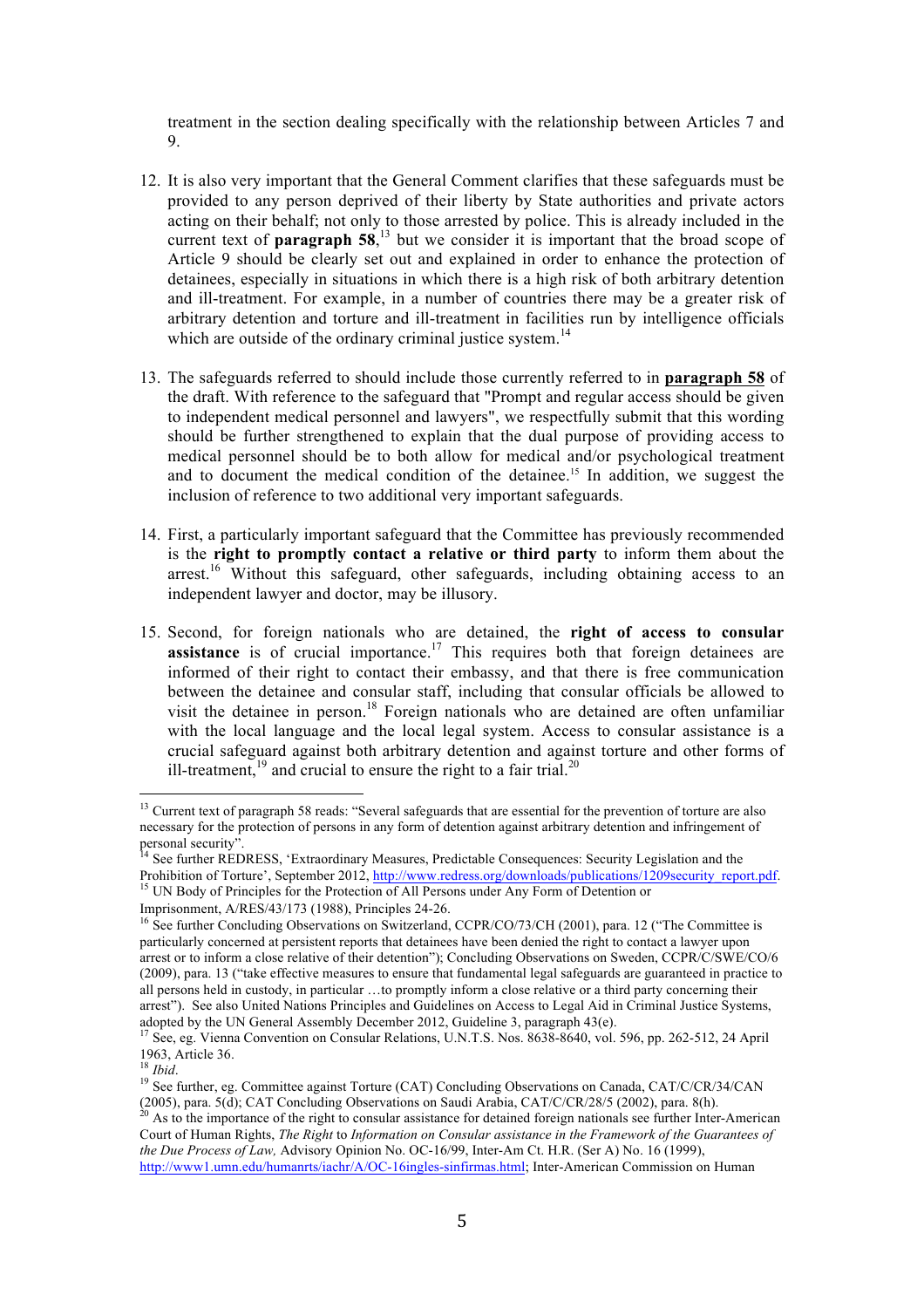treatment in the section dealing specifically with the relationship between Articles 7 and 9.

12. It is also very important that the General Comment clarifies that these safeguards must be provided to any person deprived of their liberty by State authorities and private actors acting on their behalf; not only to those arrested by police. This is already included in the current text of **paragraph 58**,[13] but we consider it is important that the broad scope of Article 9 should be clearly set out and explained in order to enhance the protection of detainees, especially in situations in which there is a high risk of both arbitrary detention and ill-treatment. For example, in a number of countries there may be a greater risk of arbitrary detention and torture and ill-treatment in facilities run by intelligence officials which are outside of the ordinary criminal justice system.[14]

13. The safeguards referred to should include those currently referred to in **paragraph 58** of the draft. With reference to the safeguard that "Prompt and regular access should be given to independent medical personnel and lawyers", we respectfully submit that this wording should be further strengthened to explain that the dual purpose of providing access to medical personnel should be to both allow for medical and/or psychological treatment and to document the medical condition of the detainee.[15] In addition, we suggest the inclusion of reference to two additional very important safeguards.

14. First, a particularly important safeguard that the Committee has previously recommended is the **right to promptly contact a relative or third party** to inform them about the arrest.[16] Without this safeguard, other safeguards, including obtaining access to an independent lawyer and doctor, may be illusory.

15. Second, for foreign nationals who are detained, the **right of access to consular assistance** is of crucial importance.[17] This requires both that foreign detainees are informed of their right to contact their embassy, and that there is free communication between the detainee and consular staff, including that consular officials be allowed to visit the detainee in person.[18] Foreign nationals who are detained are often unfamiliar with the local language and the local legal system. Access to consular assistance is a crucial safeguard against both arbitrary detention and against torture and other forms of ill-treatment,[19] and crucial to ensure the right to a fair trial.[20]

---

[13] Current text of paragraph 58 reads: "Several safeguards that are essential for the prevention of torture are also necessary for the protection of persons in any form of detention against arbitrary detention and infringement of personal security".

[14] See further REDRESS, 'Extraordinary Measures, Predictable Consequences: Security Legislation and the Prohibition of Torture', September 2012, http://www.redress.org/downloads/publications/1209security_report.pdf.

[15] UN Body of Principles for the Protection of All Persons under Any Form of Detention or Imprisonment, A/RES/43/173 (1988), Principles 24-26.

[16] See further Concluding Observations on Switzerland, CCPR/CO/73/CH (2001), para. 12 ("The Committee is particularly concerned at persistent reports that detainees have been denied the right to contact a lawyer upon arrest or to inform a close relative of their detention"); Concluding Observations on Sweden, CCPR/C/SWE/CO/6 (2009), para. 13 ("take effective measures to ensure that fundamental legal safeguards are guaranteed in practice to all persons held in custody, in particular …to promptly inform a close relative or a third party concerning their arrest"). See also United Nations Principles and Guidelines on Access to Legal Aid in Criminal Justice Systems, adopted by the UN General Assembly December 2012, Guideline 3, paragraph 43(e).

[17] See, eg. Vienna Convention on Consular Relations, U.N.T.S. Nos. 8638-8640, vol. 596, pp. 262-512, 24 April 1963, Article 36.

[18] *Ibid*.

[19] See further, eg. Committee against Torture (CAT) Concluding Observations on Canada, CAT/C/CR/34/CAN (2005), para. 5(d); CAT Concluding Observations on Saudi Arabia, CAT/C/CR/28/5 (2002), para. 8(h).

[20] As to the importance of the right to consular assistance for detained foreign nationals see further Inter-American Court of Human Rights, *The Right to Information on Consular assistance in the Framework of the Guarantees of the Due Process of Law,* Advisory Opinion No. OC-16/99, Inter-Am Ct. H.R. (Ser A) No. 16 (1999), http://www1.umn.edu/humanrts/iachr/A/OC-16ingles-sinfirmas.html; Inter-American Commission on Human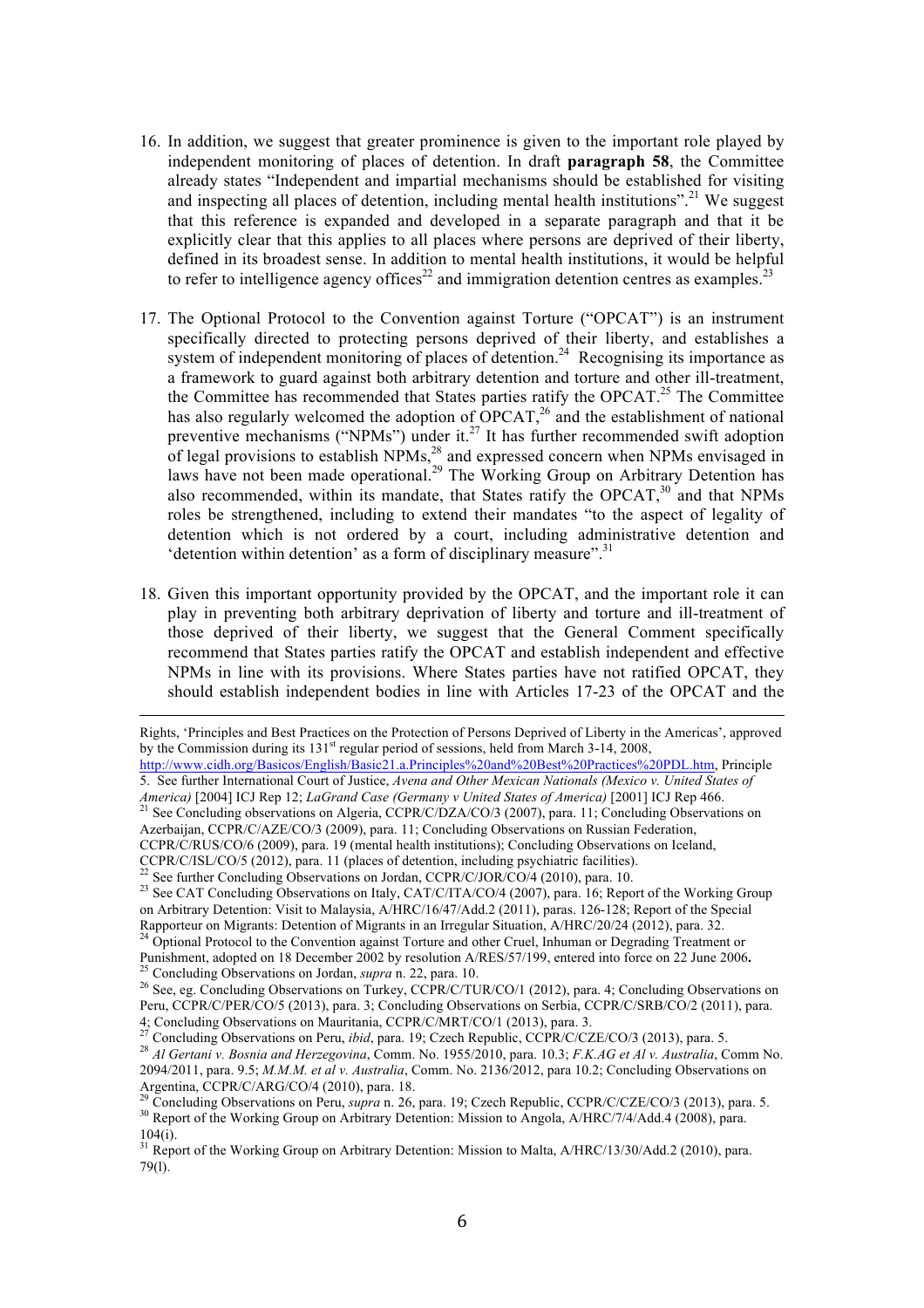16. In addition, we suggest that greater prominence is given to the important role played by independent monitoring of places of detention. In draft **paragraph 58**, the Committee already states "Independent and impartial mechanisms should be established for visiting and inspecting all places of detention, including mental health institutions".[21] We suggest that this reference is expanded and developed in a separate paragraph and that it be explicitly clear that this applies to all places where persons are deprived of their liberty, defined in its broadest sense. In addition to mental health institutions, it would be helpful to refer to intelligence agency offices[22] and immigration detention centres as examples.[23]

17. The Optional Protocol to the Convention against Torture ("OPCAT") is an instrument specifically directed to protecting persons deprived of their liberty, and establishes a system of independent monitoring of places of detention.[24] Recognising its importance as a framework to guard against both arbitrary detention and torture and other ill-treatment, the Committee has recommended that States parties ratify the OPCAT.[25] The Committee has also regularly welcomed the adoption of OPCAT,[26] and the establishment of national preventive mechanisms ("NPMs") under it.[27] It has further recommended swift adoption of legal provisions to establish NPMs,[28] and expressed concern when NPMs envisaged in laws have not been made operational.[29] The Working Group on Arbitrary Detention has also recommended, within its mandate, that States ratify the OPCAT,[30] and that NPMs roles be strengthened, including to extend their mandates "to the aspect of legality of detention which is not ordered by a court, including administrative detention and 'detention within detention' as a form of disciplinary measure".[31]

18. Given this important opportunity provided by the OPCAT, and the important role it can play in preventing both arbitrary deprivation of liberty and torture and ill-treatment of those deprived of their liberty, we suggest that the General Comment specifically recommend that States parties ratify the OPCAT and establish independent and effective NPMs in line with its provisions. Where States parties have not ratified OPCAT, they should establish independent bodies in line with Articles 17-23 of the OPCAT and the

---

Rights, 'Principles and Best Practices on the Protection of Persons Deprived of Liberty in the Americas', approved by the Commission during its 131st regular period of sessions, held from March 3-14, 2008, http://www.cidh.org/Basicos/English/Basic21.a.Principles%20and%20Best%20Practices%20PDL.htm, Principle 5. See further International Court of Justice, *Avena and Other Mexican Nationals (Mexico v. United States of America)* [2004] ICJ Rep 12; *LaGrand Case (Germany v United States of America)* [2001] ICJ Rep 466.

[21] See Concluding observations on Algeria, CCPR/C/DZA/CO/3 (2007), para. 11; Concluding Observations on Azerbaijan, CCPR/C/AZE/CO/3 (2009), para. 11; Concluding Observations on Russian Federation, CCPR/C/RUS/CO/6 (2009), para. 19 (mental health institutions); Concluding Observations on Iceland, CCPR/C/ISL/CO/5 (2012), para. 11 (places of detention, including psychiatric facilities).

[22] See further Concluding Observations on Jordan, CCPR/C/JOR/CO/4 (2010), para. 10.

[23] See CAT Concluding Observations on Italy, CAT/C/ITA/CO/4 (2007), para. 16; Report of the Working Group on Arbitrary Detention: Visit to Malaysia, A/HRC/16/47/Add.2 (2011), paras. 126-128; Report of the Special Rapporteur on Migrants: Detention of Migrants in an Irregular Situation, A/HRC/20/24 (2012), para. 32.

[24] Optional Protocol to the Convention against Torture and other Cruel, Inhuman or Degrading Treatment or Punishment, adopted on 18 December 2002 by resolution A/RES/57/199, entered into force on 22 June 2006**.**

[25] Concluding Observations on Jordan, *supra* n. 22, para. 10.

[26] See, eg. Concluding Observations on Turkey, CCPR/C/TUR/CO/1 (2012), para. 4; Concluding Observations on Peru, CCPR/C/PER/CO/5 (2013), para. 3; Concluding Observations on Serbia, CCPR/C/SRB/CO/2 (2011), para. 4; Concluding Observations on Mauritania, CCPR/C/MRT/CO/1 (2013), para. 3.

[27] Concluding Observations on Peru, *ibid*, para. 19; Czech Republic, CCPR/C/CZE/CO/3 (2013), para. 5.

[28] *Al Gertani v. Bosnia and Herzegovina*, Comm. No. 1955/2010, para. 10.3; *F.K.AG et Al v. Australia*, Comm No. 2094/2011, para. 9.5; *M.M.M. et al v. Australia*, Comm. No. 2136/2012, para 10.2; Concluding Observations on Argentina, CCPR/C/ARG/CO/4 (2010), para. 18.

[29] Concluding Observations on Peru, *supra* n. 26, para. 19; Czech Republic, CCPR/C/CZE/CO/3 (2013), para. 5.

[30] Report of the Working Group on Arbitrary Detention: Mission to Angola, A/HRC/7/4/Add.4 (2008), para. 104(i).

[31] Report of the Working Group on Arbitrary Detention: Mission to Malta, A/HRC/13/30/Add.2 (2010), para. 79(l).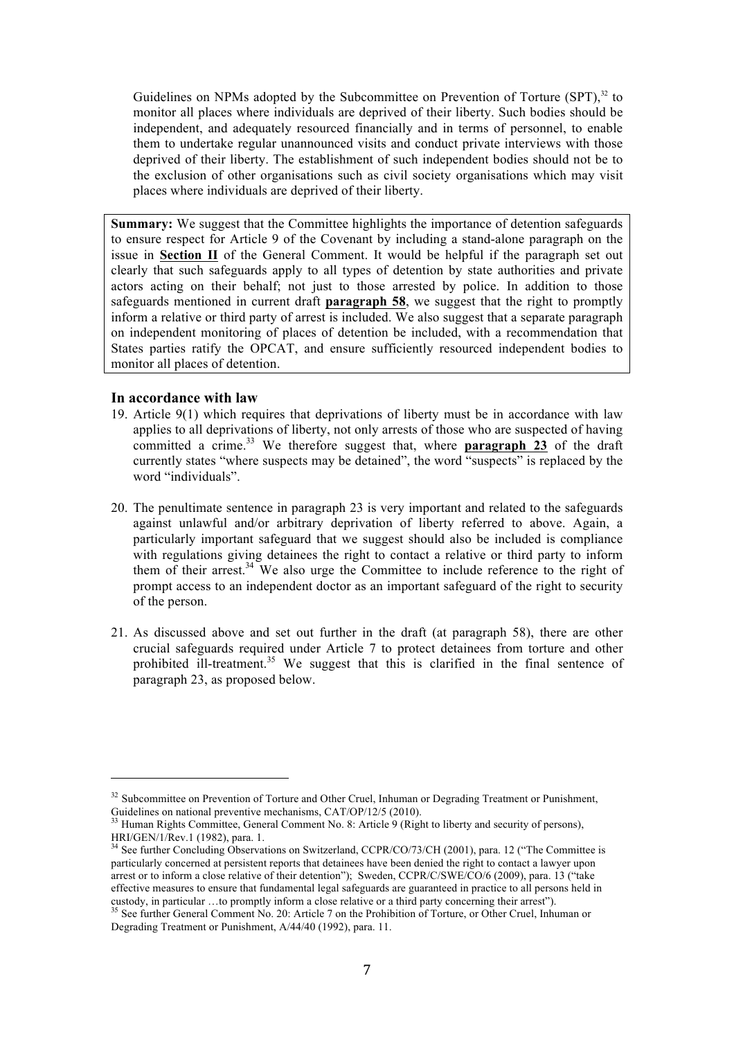Guidelines on NPMs adopted by the Subcommittee on Prevention of Torture (SPT),[32] to monitor all places where individuals are deprived of their liberty. Such bodies should be independent, and adequately resourced financially and in terms of personnel, to enable them to undertake regular unannounced visits and conduct private interviews with those deprived of their liberty. The establishment of such independent bodies should not be to the exclusion of other organisations such as civil society organisations which may visit places where individuals are deprived of their liberty.

**Summary:** We suggest that the Committee highlights the importance of detention safeguards to ensure respect for Article 9 of the Covenant by including a stand-alone paragraph on the issue in **Section II** of the General Comment. It would be helpful if the paragraph set out clearly that such safeguards apply to all types of detention by state authorities and private actors acting on their behalf; not just to those arrested by police. In addition to those safeguards mentioned in current draft **paragraph 58**, we suggest that the right to promptly inform a relative or third party of arrest is included. We also suggest that a separate paragraph on independent monitoring of places of detention be included, with a recommendation that States parties ratify the OPCAT, and ensure sufficiently resourced independent bodies to monitor all places of detention.

### In accordance with law

19. Article 9(1) which requires that deprivations of liberty must be in accordance with law applies to all deprivations of liberty, not only arrests of those who are suspected of having committed a crime.[33] We therefore suggest that, where **paragraph 23** of the draft currently states "where suspects may be detained", the word "suspects" is replaced by the word "individuals".

20. The penultimate sentence in paragraph 23 is very important and related to the safeguards against unlawful and/or arbitrary deprivation of liberty referred to above. Again, a particularly important safeguard that we suggest should also be included is compliance with regulations giving detainees the right to contact a relative or third party to inform them of their arrest.[34] We also urge the Committee to include reference to the right of prompt access to an independent doctor as an important safeguard of the right to security of the person.

21. As discussed above and set out further in the draft (at paragraph 58), there are other crucial safeguards required under Article 7 to protect detainees from torture and other prohibited ill-treatment.[35] We suggest that this is clarified in the final sentence of paragraph 23, as proposed below.

---

[32] Subcommittee on Prevention of Torture and Other Cruel, Inhuman or Degrading Treatment or Punishment, Guidelines on national preventive mechanisms, CAT/OP/12/5 (2010).

[33] Human Rights Committee, General Comment No. 8: Article 9 (Right to liberty and security of persons), HRI/GEN/1/Rev.1 (1982), para. 1.

[34] See further Concluding Observations on Switzerland, CCPR/CO/73/CH (2001), para. 12 ("The Committee is particularly concerned at persistent reports that detainees have been denied the right to contact a lawyer upon arrest or to inform a close relative of their detention"); Sweden, CCPR/C/SWE/CO/6 (2009), para. 13 ("take effective measures to ensure that fundamental legal safeguards are guaranteed in practice to all persons held in custody, in particular …to promptly inform a close relative or a third party concerning their arrest").

[35] See further General Comment No. 20: Article 7 on the Prohibition of Torture, or Other Cruel, Inhuman or Degrading Treatment or Punishment, A/44/40 (1992), para. 11.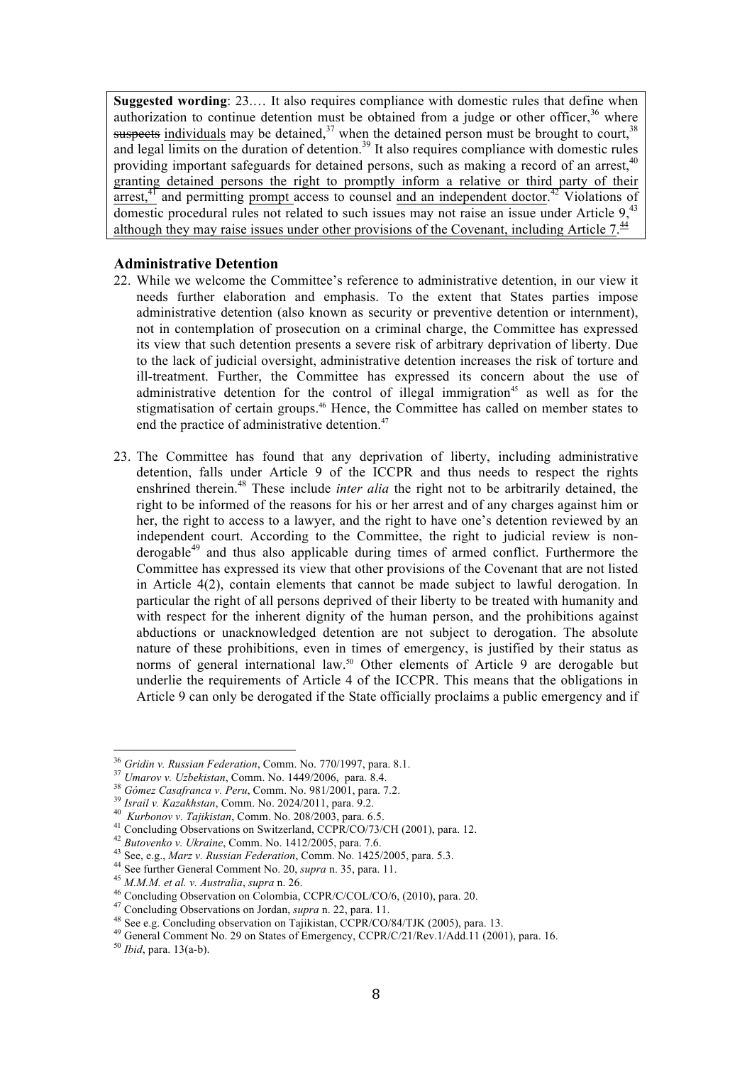**Suggested wording**: 23.… It also requires compliance with domestic rules that define when authorization to continue detention must be obtained from a judge or other officer,[36] where ~~suspects~~ <u>individuals</u> may be detained,[37] when the detained person must be brought to court,[38] and legal limits on the duration of detention.[39] It also requires compliance with domestic rules providing important safeguards for detained persons, such as making a record of an arrest,[40] <u>granting detained persons the right to promptly inform a relative or third party of their arrest,</u>[41] and permitting <u>prompt</u> access to counsel <u>and an independent doctor</u>.[42] Violations of domestic procedural rules not related to such issues may not raise an issue under Article 9,[43] <u>although they may raise issues under other provisions of the Covenant, including Article 7.</u>[44]

### Administrative Detention

22. While we welcome the Committee's reference to administrative detention, in our view it needs further elaboration and emphasis. To the extent that States parties impose administrative detention (also known as security or preventive detention or internment), not in contemplation of prosecution on a criminal charge, the Committee has expressed its view that such detention presents a severe risk of arbitrary deprivation of liberty. Due to the lack of judicial oversight, administrative detention increases the risk of torture and ill-treatment. Further, the Committee has expressed its concern about the use of administrative detention for the control of illegal immigration[45] as well as for the stigmatisation of certain groups.[46] Hence, the Committee has called on member states to end the practice of administrative detention.[47]

23. The Committee has found that any deprivation of liberty, including administrative detention, falls under Article 9 of the ICCPR and thus needs to respect the rights enshrined therein.[48] These include *inter alia* the right not to be arbitrarily detained, the right to be informed of the reasons for his or her arrest and of any charges against him or her, the right to access to a lawyer, and the right to have one's detention reviewed by an independent court. According to the Committee, the right to judicial review is non-derogable[49] and thus also applicable during times of armed conflict. Furthermore the Committee has expressed its view that other provisions of the Covenant that are not listed in Article 4(2), contain elements that cannot be made subject to lawful derogation. In particular the right of all persons deprived of their liberty to be treated with humanity and with respect for the inherent dignity of the human person, and the prohibitions against abductions or unacknowledged detention are not subject to derogation. The absolute nature of these prohibitions, even in times of emergency, is justified by their status as norms of general international law.[50] Other elements of Article 9 are derogable but underlie the requirements of Article 4 of the ICCPR. This means that the obligations in Article 9 can only be derogated if the State officially proclaims a public emergency and if

---

[36] *Gridin v. Russian Federation*, Comm. No. 770/1997, para. 8.1.

[37] *Umarov v. Uzbekistan*, Comm. No. 1449/2006, para. 8.4.

[38] *Gómez Casafranca v. Peru*, Comm. No. 981/2001, para. 7.2.

[39] *Israil v. Kazakhstan*, Comm. No. 2024/2011, para. 9.2.

[40] *Kurbonov v. Tajikistan*, Comm. No. 208/2003, para. 6.5.

[41] Concluding Observations on Switzerland, CCPR/CO/73/CH (2001), para. 12.

[42] *Butovenko v. Ukraine*, Comm. No. 1412/2005, para. 7.6.

[43] See, e.g., *Marz v. Russian Federation*, Comm. No. 1425/2005, para. 5.3.

[44] See further General Comment No. 20, *supra* n. 35, para. 11.

[45] *M.M.M. et al. v. Australia*, *supra* n. 26.

[46] Concluding Observation on Colombia, CCPR/C/COL/CO/6, (2010), para. 20.

[47] Concluding Observations on Jordan, *supra* n. 22, para. 11.

[48] See e.g. Concluding observation on Tajikistan, CCPR/CO/84/TJK (2005), para. 13.

[49] General Comment No. 29 on States of Emergency, CCPR/C/21/Rev.1/Add.11 (2001), para. 16.

[50] *Ibid*, para. 13(a-b).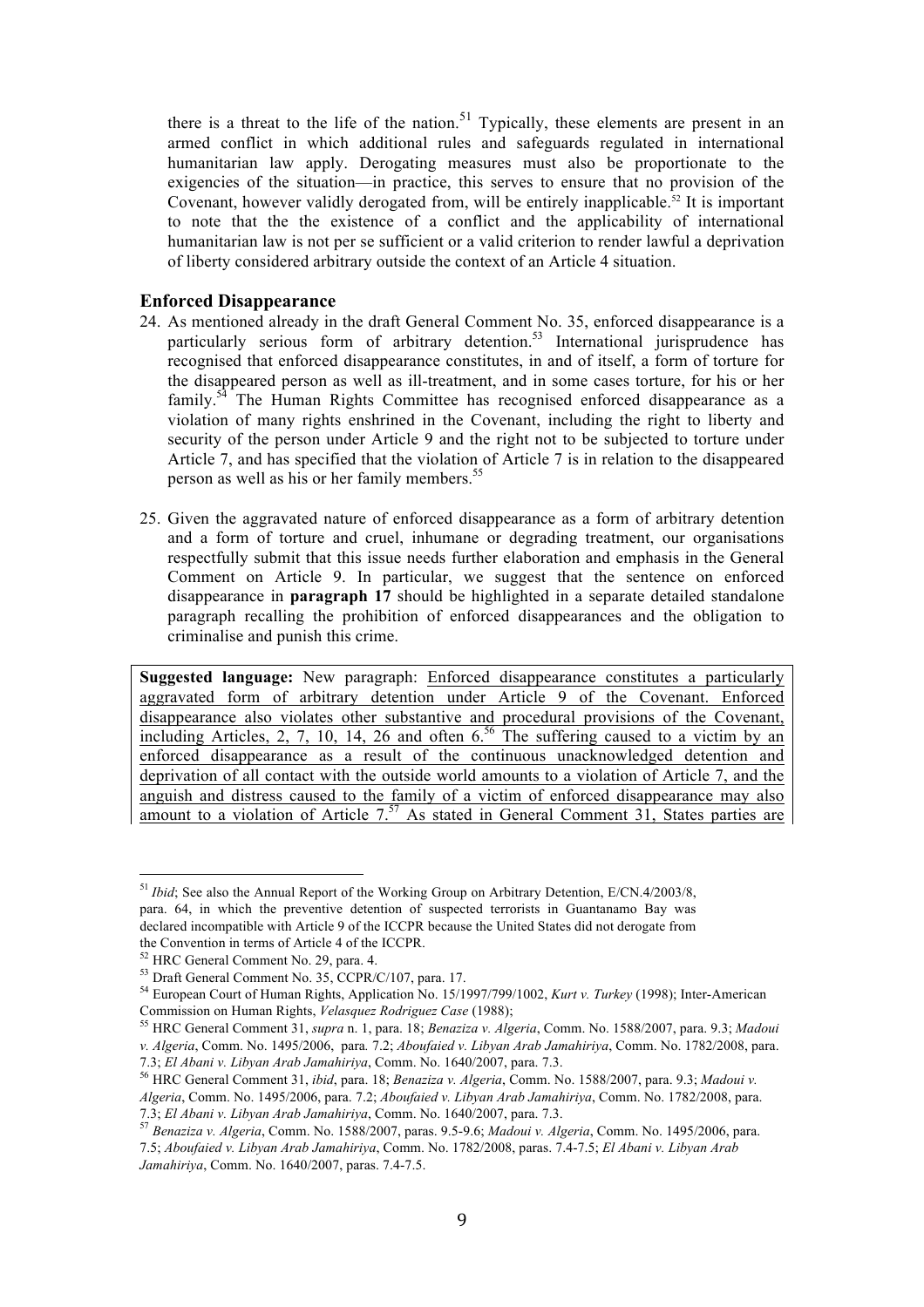there is a threat to the life of the nation.[51] Typically, these elements are present in an armed conflict in which additional rules and safeguards regulated in international humanitarian law apply. Derogating measures must also be proportionate to the exigencies of the situation—in practice, this serves to ensure that no provision of the Covenant, however validly derogated from, will be entirely inapplicable.[52] It is important to note that the the existence of a conflict and the applicability of international humanitarian law is not per se sufficient or a valid criterion to render lawful a deprivation of liberty considered arbitrary outside the context of an Article 4 situation.

### Enforced Disappearance

24. As mentioned already in the draft General Comment No. 35, enforced disappearance is a particularly serious form of arbitrary detention.[53] International jurisprudence has recognised that enforced disappearance constitutes, in and of itself, a form of torture for the disappeared person as well as ill-treatment, and in some cases torture, for his or her family.[54] The Human Rights Committee has recognised enforced disappearance as a violation of many rights enshrined in the Covenant, including the right to liberty and security of the person under Article 9 and the right not to be subjected to torture under Article 7, and has specified that the violation of Article 7 is in relation to the disappeared person as well as his or her family members.[55]

25. Given the aggravated nature of enforced disappearance as a form of arbitrary detention and a form of torture and cruel, inhumane or degrading treatment, our organisations respectfully submit that this issue needs further elaboration and emphasis in the General Comment on Article 9. In particular, we suggest that the sentence on enforced disappearance in **paragraph 17** should be highlighted in a separate detailed standalone paragraph recalling the prohibition of enforced disappearances and the obligation to criminalise and punish this crime.

**Suggested language:** New paragraph: <u>Enforced disappearance constitutes a particularly aggravated form of arbitrary detention under Article 9 of the Covenant. Enforced disappearance also violates other substantive and procedural provisions of the Covenant, including Articles, 2, 7, 10, 14, 26 and often 6.</u>[56] <u>The suffering caused to a victim by an enforced disappearance as a result of the continuous unacknowledged detention and deprivation of all contact with the outside world amounts to a violation of Article 7, and the anguish and distress caused to the family of a victim of enforced disappearance may also amount to a violation of Article 7.</u>[57] <u>As stated in General Comment 31, States parties are</u>

---

[51] *Ibid*; See also the Annual Report of the Working Group on Arbitrary Detention, E/CN.4/2003/8, para. 64, in which the preventive detention of suspected terrorists in Guantanamo Bay was declared incompatible with Article 9 of the ICCPR because the United States did not derogate from the Convention in terms of Article 4 of the ICCPR.

[52] HRC General Comment No. 29, para. 4.

[53] Draft General Comment No. 35, CCPR/C/107, para. 17.

[54] European Court of Human Rights, Application No. 15/1997/799/1002, *Kurt v. Turkey* (1998); Inter-American Commission on Human Rights, *Velasquez Rodriguez Case* (1988);

[55] HRC General Comment 31, *supra* n. 1, para. 18; *Benaziza v. Algeria*, Comm. No. 1588/2007, para. 9.3; *Madoui v. Algeria*, Comm. No. 1495/2006, para. 7.2; *Aboufaied v. Libyan Arab Jamahiriya*, Comm. No. 1782/2008, para. 7.3; *El Abani v. Libyan Arab Jamahiriya*, Comm. No. 1640/2007, para. 7.3.

[56] HRC General Comment 31, *ibid*, para. 18; *Benaziza v. Algeria*, Comm. No. 1588/2007, para. 9.3; *Madoui v. Algeria*, Comm. No. 1495/2006, para. 7.2; *Aboufaied v. Libyan Arab Jamahiriya*, Comm. No. 1782/2008, para. 7.3; *El Abani v. Libyan Arab Jamahiriya*, Comm. No. 1640/2007, para. 7.3.

[57] *Benaziza v. Algeria*, Comm. No. 1588/2007, paras. 9.5-9.6; *Madoui v. Algeria*, Comm. No. 1495/2006, para. 7.5; *Aboufaied v. Libyan Arab Jamahiriya*, Comm. No. 1782/2008, paras. 7.4-7.5; *El Abani v. Libyan Arab Jamahiriya*, Comm. No. 1640/2007, paras. 7.4-7.5.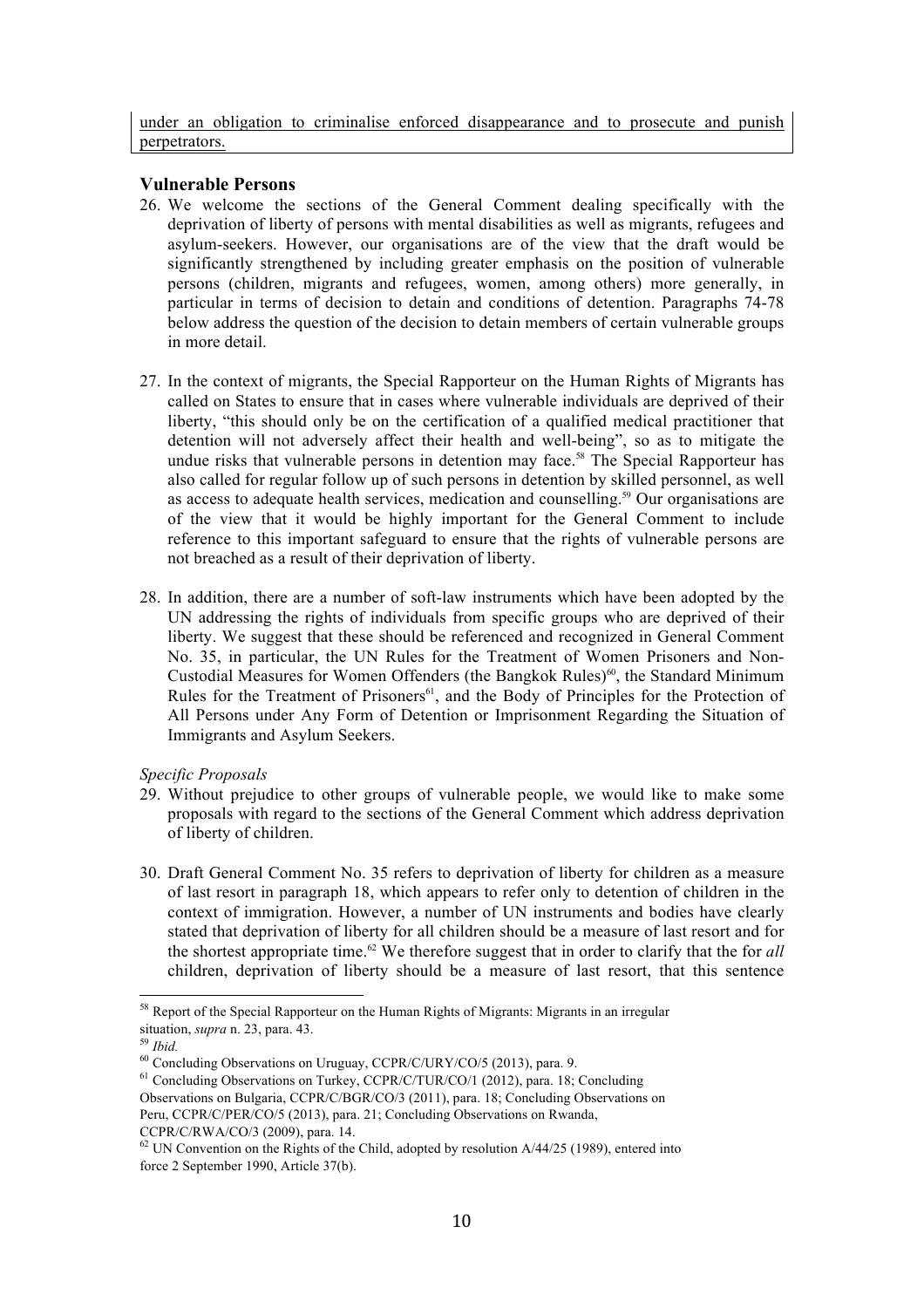under an obligation to criminalise enforced disappearance and to prosecute and punish perpetrators.

### Vulnerable Persons

26. We welcome the sections of the General Comment dealing specifically with the deprivation of liberty of persons with mental disabilities as well as migrants, refugees and asylum-seekers. However, our organisations are of the view that the draft would be significantly strengthened by including greater emphasis on the position of vulnerable persons (children, migrants and refugees, women, among others) more generally, in particular in terms of decision to detain and conditions of detention. Paragraphs 74-78 below address the question of the decision to detain members of certain vulnerable groups in more detail.

27. In the context of migrants, the Special Rapporteur on the Human Rights of Migrants has called on States to ensure that in cases where vulnerable individuals are deprived of their liberty, "this should only be on the certification of a qualified medical practitioner that detention will not adversely affect their health and well-being", so as to mitigate the undue risks that vulnerable persons in detention may face.[58] The Special Rapporteur has also called for regular follow up of such persons in detention by skilled personnel, as well as access to adequate health services, medication and counselling.[59] Our organisations are of the view that it would be highly important for the General Comment to include reference to this important safeguard to ensure that the rights of vulnerable persons are not breached as a result of their deprivation of liberty.

28. In addition, there are a number of soft-law instruments which have been adopted by the UN addressing the rights of individuals from specific groups who are deprived of their liberty. We suggest that these should be referenced and recognized in General Comment No. 35, in particular, the UN Rules for the Treatment of Women Prisoners and Non-Custodial Measures for Women Offenders (the Bangkok Rules)[60], the Standard Minimum Rules for the Treatment of Prisoners[61], and the Body of Principles for the Protection of All Persons under Any Form of Detention or Imprisonment Regarding the Situation of Immigrants and Asylum Seekers.

*Specific Proposals*

29. Without prejudice to other groups of vulnerable people, we would like to make some proposals with regard to the sections of the General Comment which address deprivation of liberty of children.

30. Draft General Comment No. 35 refers to deprivation of liberty for children as a measure of last resort in paragraph 18, which appears to refer only to detention of children in the context of immigration. However, a number of UN instruments and bodies have clearly stated that deprivation of liberty for all children should be a measure of last resort and for the shortest appropriate time.[62] We therefore suggest that in order to clarify that the for *all* children, deprivation of liberty should be a measure of last resort, that this sentence

---

[58] Report of the Special Rapporteur on the Human Rights of Migrants: Migrants in an irregular situation, *supra* n. 23, para. 43.

[59] *Ibid.*

[60] Concluding Observations on Uruguay, CCPR/C/URY/CO/5 (2013), para. 9.

[61] Concluding Observations on Turkey, CCPR/C/TUR/CO/1 (2012), para. 18; Concluding Observations on Bulgaria, CCPR/C/BGR/CO/3 (2011), para. 18; Concluding Observations on Peru, CCPR/C/PER/CO/5 (2013), para. 21; Concluding Observations on Rwanda, CCPR/C/RWA/CO/3 (2009), para. 14.

[62] UN Convention on the Rights of the Child, adopted by resolution A/44/25 (1989), entered into force 2 September 1990, Article 37(b).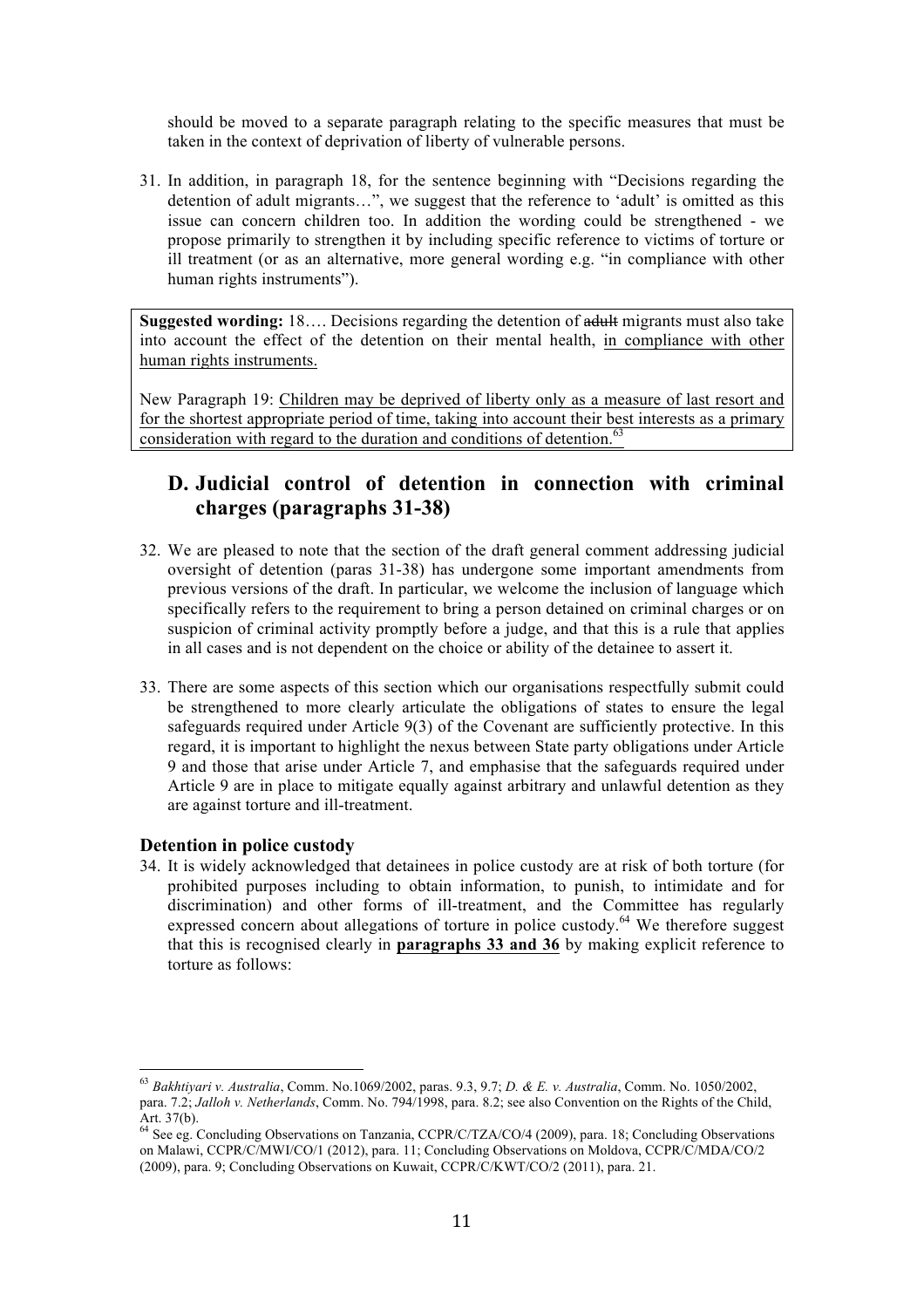should be moved to a separate paragraph relating to the specific measures that must be taken in the context of deprivation of liberty of vulnerable persons.

31. In addition, in paragraph 18, for the sentence beginning with "Decisions regarding the detention of adult migrants…", we suggest that the reference to 'adult' is omitted as this issue can concern children too. In addition the wording could be strengthened - we propose primarily to strengthen it by including specific reference to victims of torture or ill treatment (or as an alternative, more general wording e.g. "in compliance with other human rights instruments").

> **Suggested wording:** 18…. Decisions regarding the detention of ~~adult~~ migrants must also take into account the effect of the detention on their mental health, <u>in compliance with other human rights instruments.</u>
>
> New Paragraph 19: <u>Children may be deprived of liberty only as a measure of last resort and for the shortest appropriate period of time, taking into account their best interests as a primary consideration with regard to the duration and conditions of detention.</u>[63]

## D. Judicial control of detention in connection with criminal charges (paragraphs 31-38)

32. We are pleased to note that the section of the draft general comment addressing judicial oversight of detention (paras 31-38) has undergone some important amendments from previous versions of the draft. In particular, we welcome the inclusion of language which specifically refers to the requirement to bring a person detained on criminal charges or on suspicion of criminal activity promptly before a judge, and that this is a rule that applies in all cases and is not dependent on the choice or ability of the detainee to assert it.

33. There are some aspects of this section which our organisations respectfully submit could be strengthened to more clearly articulate the obligations of states to ensure the legal safeguards required under Article 9(3) of the Covenant are sufficiently protective. In this regard, it is important to highlight the nexus between State party obligations under Article 9 and those that arise under Article 7, and emphasise that the safeguards required under Article 9 are in place to mitigate equally against arbitrary and unlawful detention as they are against torture and ill-treatment.

### Detention in police custody

34. It is widely acknowledged that detainees in police custody are at risk of both torture (for prohibited purposes including to obtain information, to punish, to intimidate and for discrimination) and other forms of ill-treatment, and the Committee has regularly expressed concern about allegations of torture in police custody.[64] We therefore suggest that this is recognised clearly in **<u>paragraphs 33 and 36</u>** by making explicit reference to torture as follows:

---

[63] *Bakhtiyari v. Australia*, Comm. No.1069/2002, paras. 9.3, 9.7; *D. & E. v. Australia*, Comm. No. 1050/2002, para. 7.2; *Jalloh v. Netherlands*, Comm. No. 794/1998, para. 8.2; see also Convention on the Rights of the Child, Art. 37(b).

[64] See eg. Concluding Observations on Tanzania, CCPR/C/TZA/CO/4 (2009), para. 18; Concluding Observations on Malawi, CCPR/C/MWI/CO/1 (2012), para. 11; Concluding Observations on Moldova, CCPR/C/MDA/CO/2 (2009), para. 9; Concluding Observations on Kuwait, CCPR/C/KWT/CO/2 (2011), para. 21.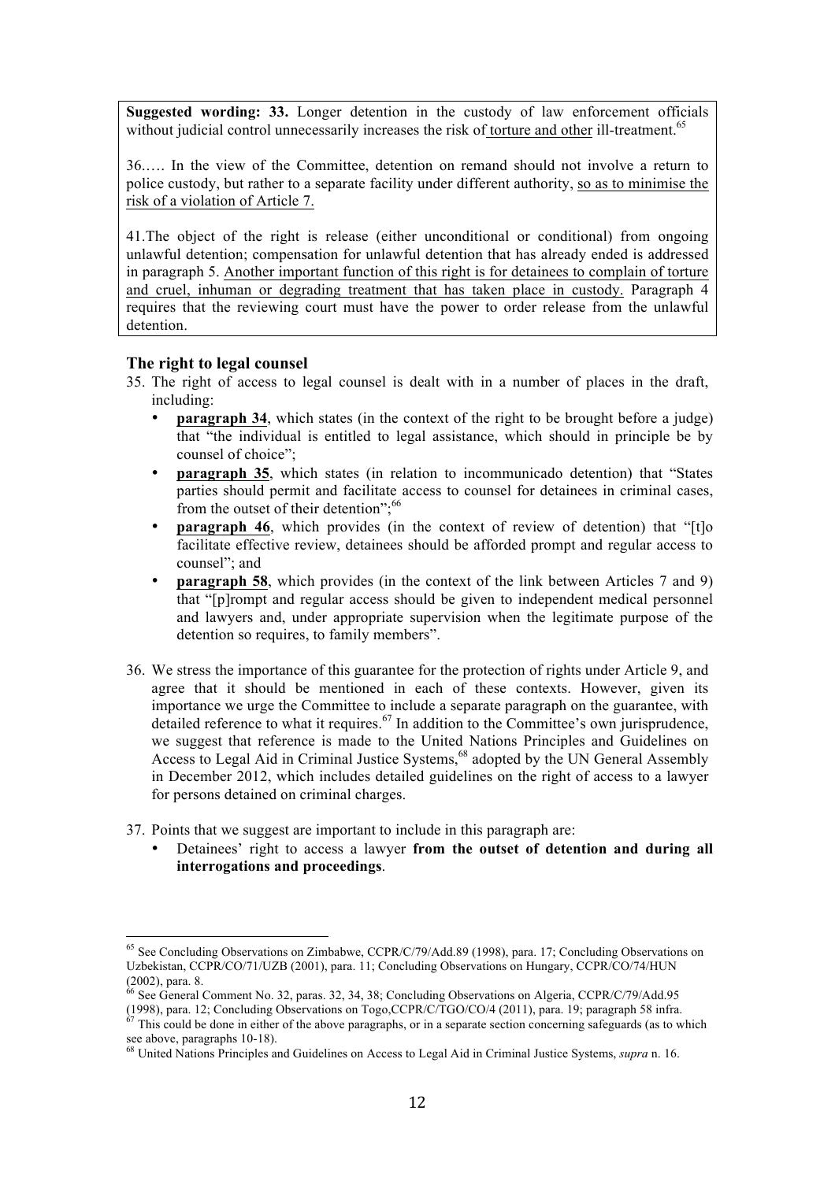**Suggested wording: 33.** Longer detention in the custody of law enforcement officials without judicial control unnecessarily increases the risk of <u>torture and other</u> ill-treatment.[65]

36.…. In the view of the Committee, detention on remand should not involve a return to police custody, but rather to a separate facility under different authority, <u>so as to minimise the risk of a violation of Article 7.</u>

41.The object of the right is release (either unconditional or conditional) from ongoing unlawful detention; compensation for unlawful detention that has already ended is addressed in paragraph 5. <u>Another important function of this right is for detainees to complain of torture and cruel, inhuman or degrading treatment that has taken place in custody.</u> Paragraph 4 requires that the reviewing court must have the power to order release from the unlawful detention.

### The right to legal counsel

35. The right of access to legal counsel is dealt with in a number of places in the draft, including:
    - **<u>paragraph 34</u>**, which states (in the context of the right to be brought before a judge) that "the individual is entitled to legal assistance, which should in principle be by counsel of choice";
    - **<u>paragraph 35</u>**, which states (in relation to incommunicado detention) that "States parties should permit and facilitate access to counsel for detainees in criminal cases, from the outset of their detention";[66]
    - **<u>paragraph 46</u>**, which provides (in the context of review of detention) that "[t]o facilitate effective review, detainees should be afforded prompt and regular access to counsel"; and
    - **<u>paragraph 58</u>**, which provides (in the context of the link between Articles 7 and 9) that "[p]rompt and regular access should be given to independent medical personnel and lawyers and, under appropriate supervision when the legitimate purpose of the detention so requires, to family members".

36. We stress the importance of this guarantee for the protection of rights under Article 9, and agree that it should be mentioned in each of these contexts. However, given its importance we urge the Committee to include a separate paragraph on the guarantee, with detailed reference to what it requires.[67] In addition to the Committee's own jurisprudence, we suggest that reference is made to the United Nations Principles and Guidelines on Access to Legal Aid in Criminal Justice Systems,[68] adopted by the UN General Assembly in December 2012, which includes detailed guidelines on the right of access to a lawyer for persons detained on criminal charges.

37. Points that we suggest are important to include in this paragraph are:
    - Detainees' right to access a lawyer **from the outset of detention and during all interrogations and proceedings**.

---

[65] See Concluding Observations on Zimbabwe, CCPR/C/79/Add.89 (1998), para. 17; Concluding Observations on Uzbekistan, CCPR/CO/71/UZB (2001), para. 11; Concluding Observations on Hungary, CCPR/CO/74/HUN (2002), para. 8.

[66] See General Comment No. 32, paras. 32, 34, 38; Concluding Observations on Algeria, CCPR/C/79/Add.95 (1998), para. 12; Concluding Observations on Togo,CCPR/C/TGO/CO/4 (2011), para. 19; paragraph 58 infra.

[67] This could be done in either of the above paragraphs, or in a separate section concerning safeguards (as to which see above, paragraphs 10-18).

[68] United Nations Principles and Guidelines on Access to Legal Aid in Criminal Justice Systems, *supra* n. 16.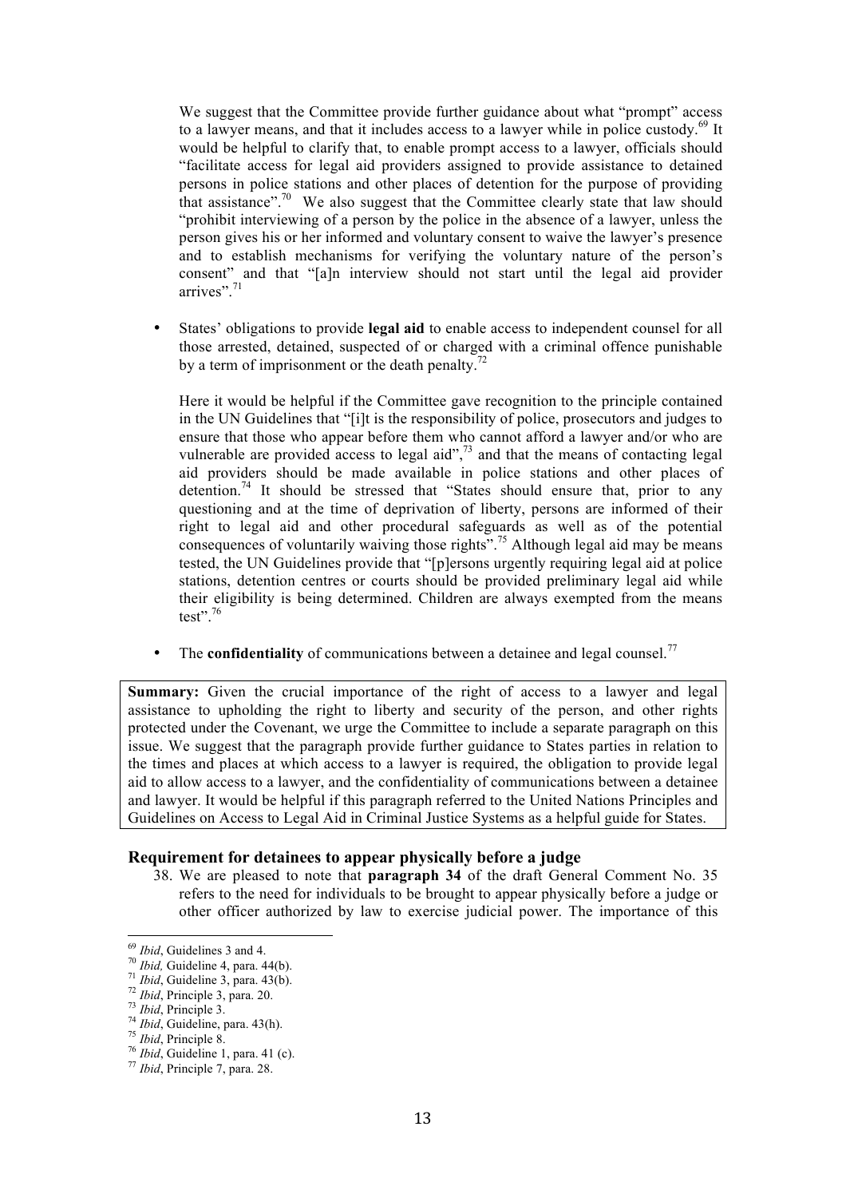We suggest that the Committee provide further guidance about what "prompt" access to a lawyer means, and that it includes access to a lawyer while in police custody.[69] It would be helpful to clarify that, to enable prompt access to a lawyer, officials should "facilitate access for legal aid providers assigned to provide assistance to detained persons in police stations and other places of detention for the purpose of providing that assistance".[70] We also suggest that the Committee clearly state that law should "prohibit interviewing of a person by the police in the absence of a lawyer, unless the person gives his or her informed and voluntary consent to waive the lawyer's presence and to establish mechanisms for verifying the voluntary nature of the person's consent" and that "[a]n interview should not start until the legal aid provider arrives".[71]

- States' obligations to provide **legal aid** to enable access to independent counsel for all those arrested, detained, suspected of or charged with a criminal offence punishable by a term of imprisonment or the death penalty.[72]

  Here it would be helpful if the Committee gave recognition to the principle contained in the UN Guidelines that "[i]t is the responsibility of police, prosecutors and judges to ensure that those who appear before them who cannot afford a lawyer and/or who are vulnerable are provided access to legal aid",[73] and that the means of contacting legal aid providers should be made available in police stations and other places of detention.[74] It should be stressed that "States should ensure that, prior to any questioning and at the time of deprivation of liberty, persons are informed of their right to legal aid and other procedural safeguards as well as of the potential consequences of voluntarily waiving those rights".[75] Although legal aid may be means tested, the UN Guidelines provide that "[p]ersons urgently requiring legal aid at police stations, detention centres or courts should be provided preliminary legal aid while their eligibility is being determined. Children are always exempted from the means test".[76]

- The **confidentiality** of communications between a detainee and legal counsel.[77]

**Summary:** Given the crucial importance of the right of access to a lawyer and legal assistance to upholding the right to liberty and security of the person, and other rights protected under the Covenant, we urge the Committee to include a separate paragraph on this issue. We suggest that the paragraph provide further guidance to States parties in relation to the times and places at which access to a lawyer is required, the obligation to provide legal aid to allow access to a lawyer, and the confidentiality of communications between a detainee and lawyer. It would be helpful if this paragraph referred to the United Nations Principles and Guidelines on Access to Legal Aid in Criminal Justice Systems as a helpful guide for States.

### Requirement for detainees to appear physically before a judge

38. We are pleased to note that **paragraph 34** of the draft General Comment No. 35 refers to the need for individuals to be brought to appear physically before a judge or other officer authorized by law to exercise judicial power. The importance of this

---

[69] *Ibid*, Guidelines 3 and 4.
[70] *Ibid,* Guideline 4, para. 44(b).
[71] *Ibid*, Guideline 3, para. 43(b).
[72] *Ibid*, Principle 3, para. 20.
[73] *Ibid*, Principle 3.
[74] *Ibid*, Guideline, para. 43(h).
[75] *Ibid*, Principle 8.
[76] *Ibid*, Guideline 1, para. 41 (c).
[77] *Ibid*, Principle 7, para. 28.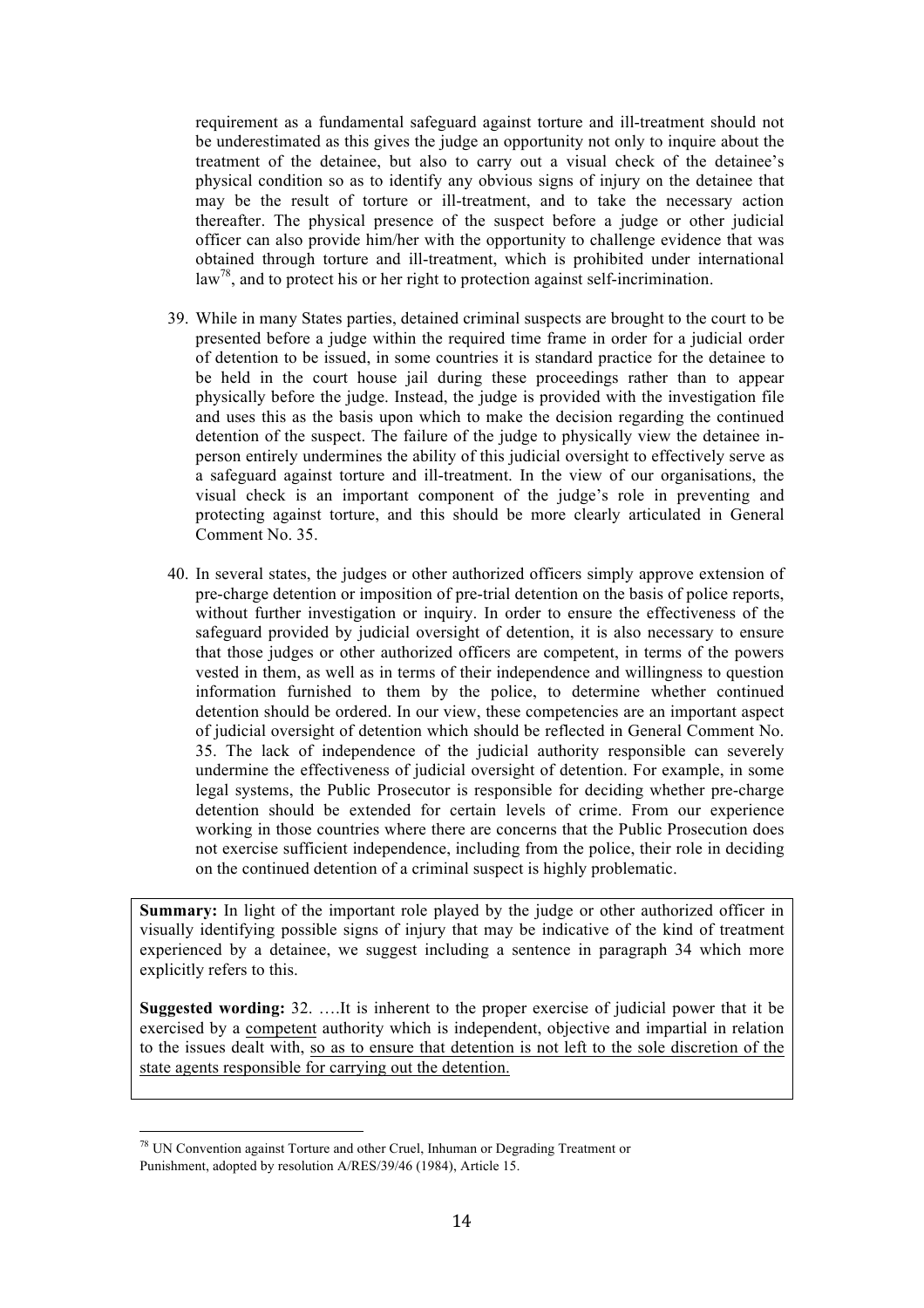requirement as a fundamental safeguard against torture and ill-treatment should not be underestimated as this gives the judge an opportunity not only to inquire about the treatment of the detainee, but also to carry out a visual check of the detainee's physical condition so as to identify any obvious signs of injury on the detainee that may be the result of torture or ill-treatment, and to take the necessary action thereafter. The physical presence of the suspect before a judge or other judicial officer can also provide him/her with the opportunity to challenge evidence that was obtained through torture and ill-treatment, which is prohibited under international law[78], and to protect his or her right to protection against self-incrimination.

39. While in many States parties, detained criminal suspects are brought to the court to be presented before a judge within the required time frame in order for a judicial order of detention to be issued, in some countries it is standard practice for the detainee to be held in the court house jail during these proceedings rather than to appear physically before the judge. Instead, the judge is provided with the investigation file and uses this as the basis upon which to make the decision regarding the continued detention of the suspect. The failure of the judge to physically view the detainee in-person entirely undermines the ability of this judicial oversight to effectively serve as a safeguard against torture and ill-treatment. In the view of our organisations, the visual check is an important component of the judge's role in preventing and protecting against torture, and this should be more clearly articulated in General Comment No. 35.

40. In several states, the judges or other authorized officers simply approve extension of pre-charge detention or imposition of pre-trial detention on the basis of police reports, without further investigation or inquiry. In order to ensure the effectiveness of the safeguard provided by judicial oversight of detention, it is also necessary to ensure that those judges or other authorized officers are competent, in terms of the powers vested in them, as well as in terms of their independence and willingness to question information furnished to them by the police, to determine whether continued detention should be ordered. In our view, these competencies are an important aspect of judicial oversight of detention which should be reflected in General Comment No. 35. The lack of independence of the judicial authority responsible can severely undermine the effectiveness of judicial oversight of detention. For example, in some legal systems, the Public Prosecutor is responsible for deciding whether pre-charge detention should be extended for certain levels of crime. From our experience working in those countries where there are concerns that the Public Prosecution does not exercise sufficient independence, including from the police, their role in deciding on the continued detention of a criminal suspect is highly problematic.

**Summary:** In light of the important role played by the judge or other authorized officer in visually identifying possible signs of injury that may be indicative of the kind of treatment experienced by a detainee, we suggest including a sentence in paragraph 34 which more explicitly refers to this.

**Suggested wording:** 32. ….It is inherent to the proper exercise of judicial power that it be exercised by a <u>competent</u> authority which is independent, objective and impartial in relation to the issues dealt with, <u>so as to ensure that detention is not left to the sole discretion of the state agents responsible for carrying out the detention.</u>

[78] UN Convention against Torture and other Cruel, Inhuman or Degrading Treatment or Punishment, adopted by resolution A/RES/39/46 (1984), Article 15.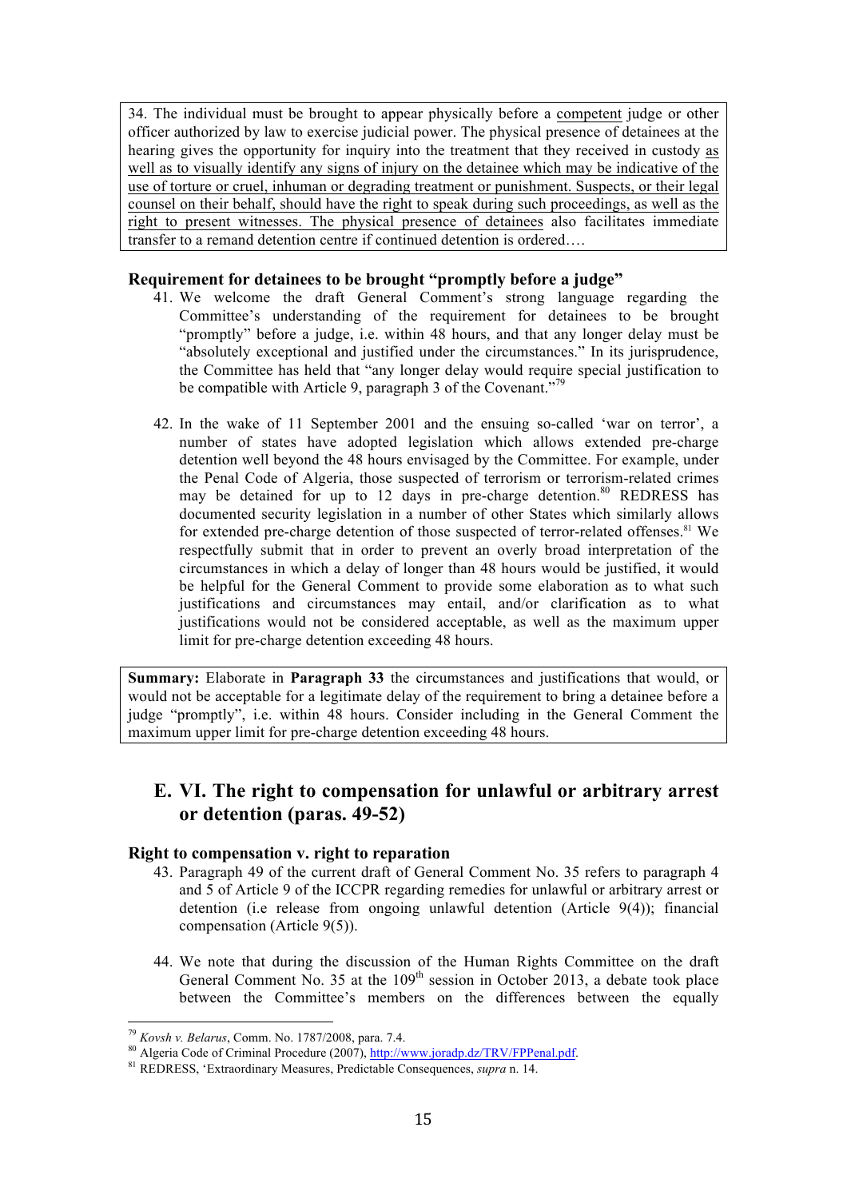> 34. The individual must be brought to appear physically before a competent judge or other officer authorized by law to exercise judicial power. The physical presence of detainees at the hearing gives the opportunity for inquiry into the treatment that they received in custody as well as to visually identify any signs of injury on the detainee which may be indicative of the use of torture or cruel, inhuman or degrading treatment or punishment. Suspects, or their legal counsel on their behalf, should have the right to speak during such proceedings, as well as the right to present witnesses. The physical presence of detainees also facilitates immediate transfer to a remand detention centre if continued detention is ordered….

### Requirement for detainees to be brought "promptly before a judge"

41. We welcome the draft General Comment's strong language regarding the Committee's understanding of the requirement for detainees to be brought "promptly" before a judge, i.e. within 48 hours, and that any longer delay must be "absolutely exceptional and justified under the circumstances." In its jurisprudence, the Committee has held that "any longer delay would require special justification to be compatible with Article 9, paragraph 3 of the Covenant."[79]

42. In the wake of 11 September 2001 and the ensuing so-called 'war on terror', a number of states have adopted legislation which allows extended pre-charge detention well beyond the 48 hours envisaged by the Committee. For example, under the Penal Code of Algeria, those suspected of terrorism or terrorism-related crimes may be detained for up to 12 days in pre-charge detention.[80] REDRESS has documented security legislation in a number of other States which similarly allows for extended pre-charge detention of those suspected of terror-related offenses.[81] We respectfully submit that in order to prevent an overly broad interpretation of the circumstances in which a delay of longer than 48 hours would be justified, it would be helpful for the General Comment to provide some elaboration as to what such justifications and circumstances may entail, and/or clarification as to what justifications would not be considered acceptable, as well as the maximum upper limit for pre-charge detention exceeding 48 hours.

> **Summary:** Elaborate in **Paragraph 33** the circumstances and justifications that would, or would not be acceptable for a legitimate delay of the requirement to bring a detainee before a judge "promptly", i.e. within 48 hours. Consider including in the General Comment the maximum upper limit for pre-charge detention exceeding 48 hours.

## E. VI. The right to compensation for unlawful or arbitrary arrest or detention (paras. 49-52)

### Right to compensation v. right to reparation

43. Paragraph 49 of the current draft of General Comment No. 35 refers to paragraph 4 and 5 of Article 9 of the ICCPR regarding remedies for unlawful or arbitrary arrest or detention (i.e release from ongoing unlawful detention (Article 9(4)); financial compensation (Article 9(5)).

44. We note that during the discussion of the Human Rights Committee on the draft General Comment No. 35 at the 109[th] session in October 2013, a debate took place between the Committee's members on the differences between the equally

---

[79] *Kovsh v. Belarus*, Comm. No. 1787/2008, para. 7.4.

[80] Algeria Code of Criminal Procedure (2007), http://www.joradp.dz/TRV/FPPenal.pdf.

[81] REDRESS, 'Extraordinary Measures, Predictable Consequences, *supra* n. 14.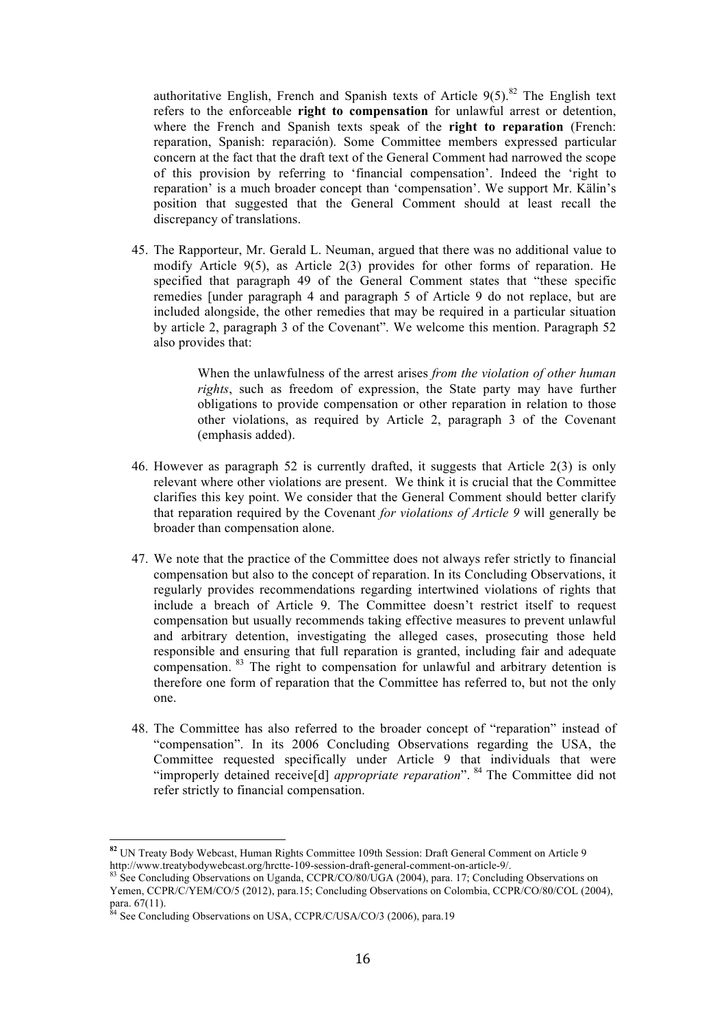authoritative English, French and Spanish texts of Article 9(5).[82] The English text refers to the enforceable **right to compensation** for unlawful arrest or detention, where the French and Spanish texts speak of the **right to reparation** (French: reparation, Spanish: reparación). Some Committee members expressed particular concern at the fact that the draft text of the General Comment had narrowed the scope of this provision by referring to 'financial compensation'. Indeed the 'right to reparation' is a much broader concept than 'compensation'. We support Mr. Kälin's position that suggested that the General Comment should at least recall the discrepancy of translations.

45. The Rapporteur, Mr. Gerald L. Neuman, argued that there was no additional value to modify Article 9(5), as Article 2(3) provides for other forms of reparation. He specified that paragraph 49 of the General Comment states that "these specific remedies [under paragraph 4 and paragraph 5 of Article 9 do not replace, but are included alongside, the other remedies that may be required in a particular situation by article 2, paragraph 3 of the Covenant". We welcome this mention. Paragraph 52 also provides that:

   > When the unlawfulness of the arrest arises *from the violation of other human rights*, such as freedom of expression, the State party may have further obligations to provide compensation or other reparation in relation to those other violations, as required by Article 2, paragraph 3 of the Covenant (emphasis added).

46. However as paragraph 52 is currently drafted, it suggests that Article 2(3) is only relevant where other violations are present. We think it is crucial that the Committee clarifies this key point. We consider that the General Comment should better clarify that reparation required by the Covenant *for violations of Article 9* will generally be broader than compensation alone.

47. We note that the practice of the Committee does not always refer strictly to financial compensation but also to the concept of reparation. In its Concluding Observations, it regularly provides recommendations regarding intertwined violations of rights that include a breach of Article 9. The Committee doesn't restrict itself to request compensation but usually recommends taking effective measures to prevent unlawful and arbitrary detention, investigating the alleged cases, prosecuting those held responsible and ensuring that full reparation is granted, including fair and adequate compensation. [83] The right to compensation for unlawful and arbitrary detention is therefore one form of reparation that the Committee has referred to, but not the only one.

48. The Committee has also referred to the broader concept of "reparation" instead of "compensation". In its 2006 Concluding Observations regarding the USA, the Committee requested specifically under Article 9 that individuals that were "improperly detained receive[d] *appropriate reparation*". [84] The Committee did not refer strictly to financial compensation.

---

[82] UN Treaty Body Webcast, Human Rights Committee 109th Session: Draft General Comment on Article 9 http://www.treatybodywebcast.org/hrctte-109-session-draft-general-comment-on-article-9/.

[83] See Concluding Observations on Uganda, CCPR/CO/80/UGA (2004), para. 17; Concluding Observations on Yemen, CCPR/C/YEM/CO/5 (2012), para.15; Concluding Observations on Colombia, CCPR/CO/80/COL (2004), para. 67(11).

[84] See Concluding Observations on USA, CCPR/C/USA/CO/3 (2006), para.19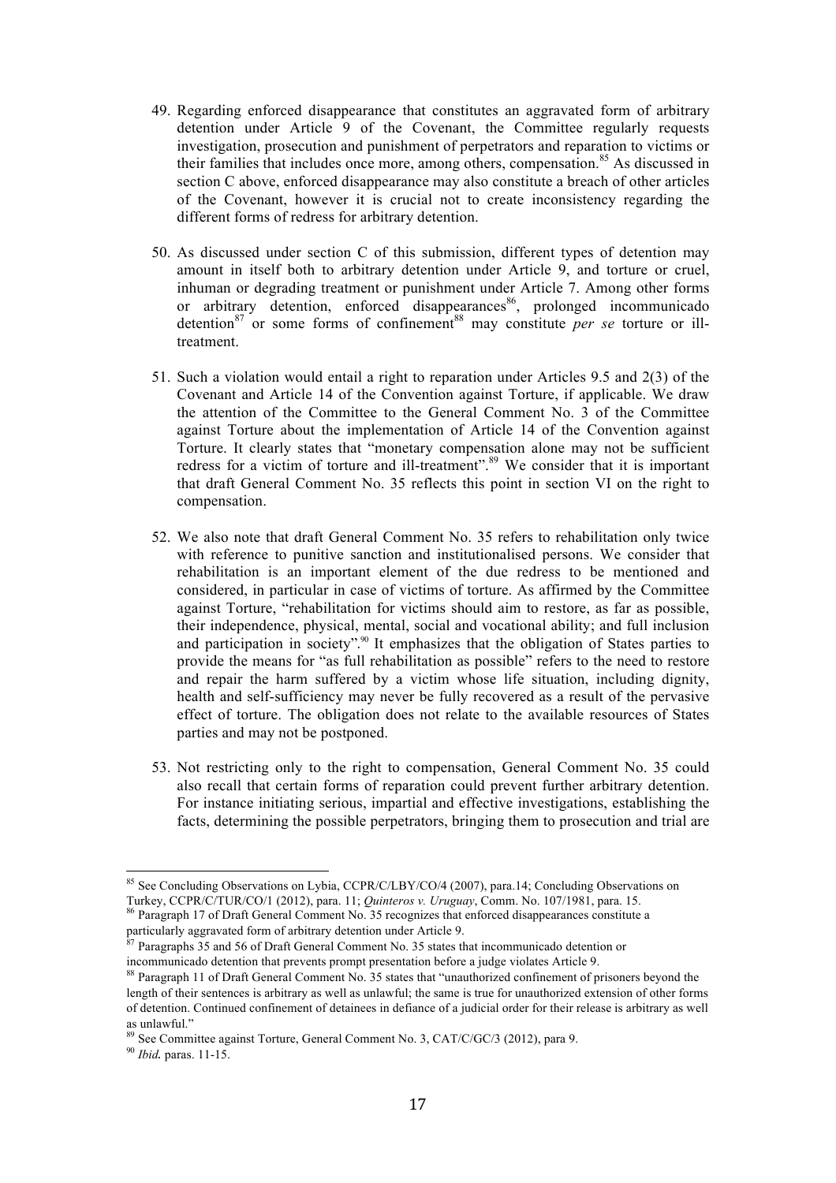49. Regarding enforced disappearance that constitutes an aggravated form of arbitrary detention under Article 9 of the Covenant, the Committee regularly requests investigation, prosecution and punishment of perpetrators and reparation to victims or their families that includes once more, among others, compensation.[85] As discussed in section C above, enforced disappearance may also constitute a breach of other articles of the Covenant, however it is crucial not to create inconsistency regarding the different forms of redress for arbitrary detention.

50. As discussed under section C of this submission, different types of detention may amount in itself both to arbitrary detention under Article 9, and torture or cruel, inhuman or degrading treatment or punishment under Article 7. Among other forms or arbitrary detention, enforced disappearances[86], prolonged incommunicado detention[87] or some forms of confinement[88] may constitute *per se* torture or ill-treatment.

51. Such a violation would entail a right to reparation under Articles 9.5 and 2(3) of the Covenant and Article 14 of the Convention against Torture, if applicable. We draw the attention of the Committee to the General Comment No. 3 of the Committee against Torture about the implementation of Article 14 of the Convention against Torture. It clearly states that "monetary compensation alone may not be sufficient redress for a victim of torture and ill-treatment".[89] We consider that it is important that draft General Comment No. 35 reflects this point in section VI on the right to compensation.

52. We also note that draft General Comment No. 35 refers to rehabilitation only twice with reference to punitive sanction and institutionalised persons. We consider that rehabilitation is an important element of the due redress to be mentioned and considered, in particular in case of victims of torture. As affirmed by the Committee against Torture, "rehabilitation for victims should aim to restore, as far as possible, their independence, physical, mental, social and vocational ability; and full inclusion and participation in society".[90] It emphasizes that the obligation of States parties to provide the means for "as full rehabilitation as possible" refers to the need to restore and repair the harm suffered by a victim whose life situation, including dignity, health and self-sufficiency may never be fully recovered as a result of the pervasive effect of torture. The obligation does not relate to the available resources of States parties and may not be postponed.

53. Not restricting only to the right to compensation, General Comment No. 35 could also recall that certain forms of reparation could prevent further arbitrary detention. For instance initiating serious, impartial and effective investigations, establishing the facts, determining the possible perpetrators, bringing them to prosecution and trial are

---

[85] See Concluding Observations on Lybia, CCPR/C/LBY/CO/4 (2007), para.14; Concluding Observations on Turkey, CCPR/C/TUR/CO/1 (2012), para. 11; *Quinteros v. Uruguay*, Comm. No. 107/1981, para. 15.

[86] Paragraph 17 of Draft General Comment No. 35 recognizes that enforced disappearances constitute a particularly aggravated form of arbitrary detention under Article 9.

[87] Paragraphs 35 and 56 of Draft General Comment No. 35 states that incommunicado detention or incommunicado detention that prevents prompt presentation before a judge violates Article 9.

[88] Paragraph 11 of Draft General Comment No. 35 states that "unauthorized confinement of prisoners beyond the length of their sentences is arbitrary as well as unlawful; the same is true for unauthorized extension of other forms of detention. Continued confinement of detainees in defiance of a judicial order for their release is arbitrary as well as unlawful."

[89] See Committee against Torture, General Comment No. 3, CAT/C/GC/3 (2012), para 9.

[90] *Ibid.* paras. 11-15.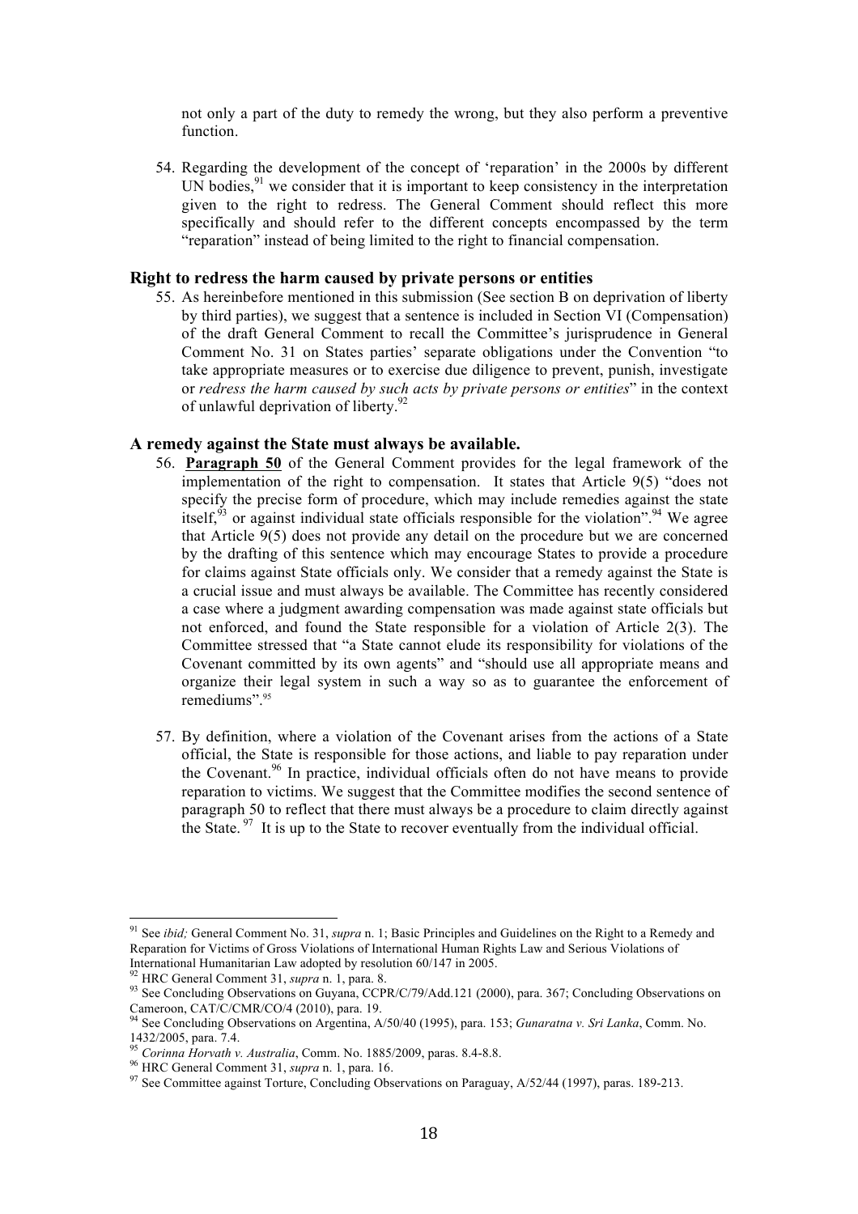not only a part of the duty to remedy the wrong, but they also perform a preventive function.

54. Regarding the development of the concept of 'reparation' in the 2000s by different UN bodies,[91] we consider that it is important to keep consistency in the interpretation given to the right to redress. The General Comment should reflect this more specifically and should refer to the different concepts encompassed by the term "reparation" instead of being limited to the right to financial compensation.

### Right to redress the harm caused by private persons or entities

55. As hereinbefore mentioned in this submission (See section B on deprivation of liberty by third parties), we suggest that a sentence is included in Section VI (Compensation) of the draft General Comment to recall the Committee's jurisprudence in General Comment No. 31 on States parties' separate obligations under the Convention "to take appropriate measures or to exercise due diligence to prevent, punish, investigate or *redress the harm caused by such acts by private persons or entities*" in the context of unlawful deprivation of liberty.[92]

### A remedy against the State must always be available.

56. **Paragraph 50** of the General Comment provides for the legal framework of the implementation of the right to compensation. It states that Article 9(5) "does not specify the precise form of procedure, which may include remedies against the state itself,[93] or against individual state officials responsible for the violation".[94] We agree that Article 9(5) does not provide any detail on the procedure but we are concerned by the drafting of this sentence which may encourage States to provide a procedure for claims against State officials only. We consider that a remedy against the State is a crucial issue and must always be available. The Committee has recently considered a case where a judgment awarding compensation was made against state officials but not enforced, and found the State responsible for a violation of Article 2(3). The Committee stressed that "a State cannot elude its responsibility for violations of the Covenant committed by its own agents" and "should use all appropriate means and organize their legal system in such a way so as to guarantee the enforcement of remediums".[95]

57. By definition, where a violation of the Covenant arises from the actions of a State official, the State is responsible for those actions, and liable to pay reparation under the Covenant.[96] In practice, individual officials often do not have means to provide reparation to victims. We suggest that the Committee modifies the second sentence of paragraph 50 to reflect that there must always be a procedure to claim directly against the State.[97] It is up to the State to recover eventually from the individual official.

---

[91] See *ibid;* General Comment No. 31, *supra* n. 1; Basic Principles and Guidelines on the Right to a Remedy and Reparation for Victims of Gross Violations of International Human Rights Law and Serious Violations of International Humanitarian Law adopted by resolution 60/147 in 2005.

[92] HRC General Comment 31, *supra* n. 1, para. 8.

[93] See Concluding Observations on Guyana, CCPR/C/79/Add.121 (2000), para. 367; Concluding Observations on Cameroon, CAT/C/CMR/CO/4 (2010), para. 19.

[94] See Concluding Observations on Argentina, A/50/40 (1995), para. 153; *Gunaratna v. Sri Lanka*, Comm. No. 1432/2005, para. 7.4.

[95] *Corinna Horvath v. Australia*, Comm. No. 1885/2009, paras. 8.4-8.8.

[96] HRC General Comment 31, *supra* n. 1, para. 16.

[97] See Committee against Torture, Concluding Observations on Paraguay, A/52/44 (1997), paras. 189-213.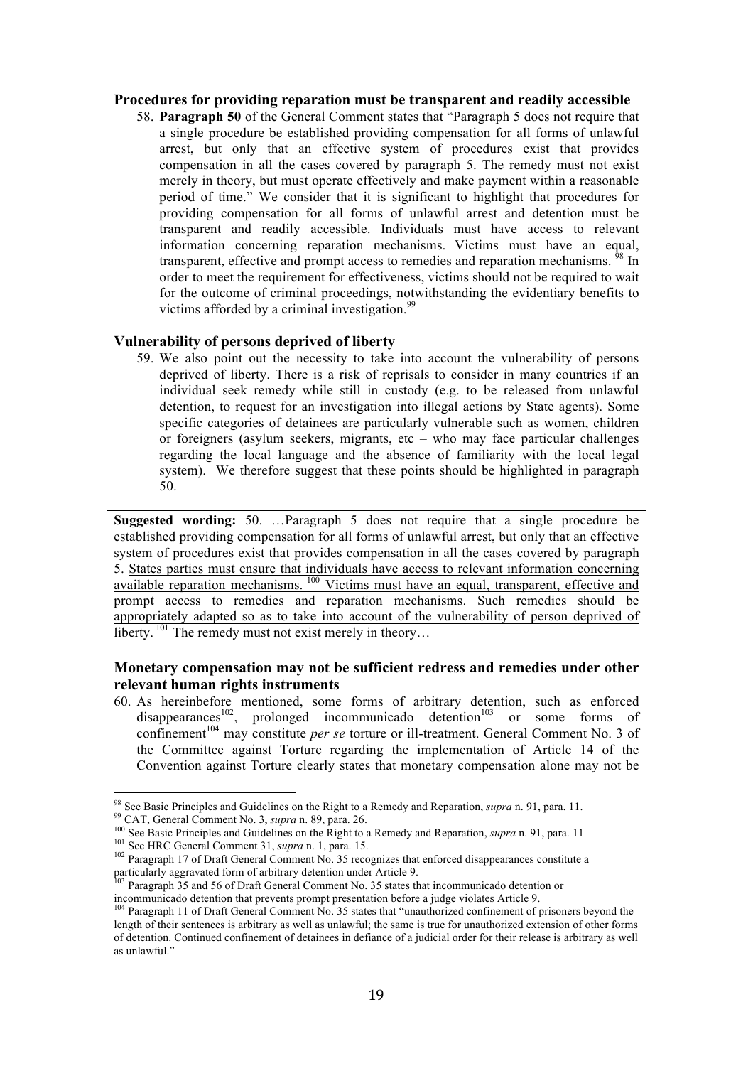### Procedures for providing reparation must be transparent and readily accessible

58. **Paragraph 50** of the General Comment states that "Paragraph 5 does not require that a single procedure be established providing compensation for all forms of unlawful arrest, but only that an effective system of procedures exist that provides compensation in all the cases covered by paragraph 5. The remedy must not exist merely in theory, but must operate effectively and make payment within a reasonable period of time." We consider that it is significant to highlight that procedures for providing compensation for all forms of unlawful arrest and detention must be transparent and readily accessible. Individuals must have access to relevant information concerning reparation mechanisms. Victims must have an equal, transparent, effective and prompt access to remedies and reparation mechanisms. [98] In order to meet the requirement for effectiveness, victims should not be required to wait for the outcome of criminal proceedings, notwithstanding the evidentiary benefits to victims afforded by a criminal investigation.[99]

### Vulnerability of persons deprived of liberty

59. We also point out the necessity to take into account the vulnerability of persons deprived of liberty. There is a risk of reprisals to consider in many countries if an individual seek remedy while still in custody (e.g. to be released from unlawful detention, to request for an investigation into illegal actions by State agents). Some specific categories of detainees are particularly vulnerable such as women, children or foreigners (asylum seekers, migrants, etc – who may face particular challenges regarding the local language and the absence of familiarity with the local legal system). We therefore suggest that these points should be highlighted in paragraph 50.

> **Suggested wording:** 50. …Paragraph 5 does not require that a single procedure be established providing compensation for all forms of unlawful arrest, but only that an effective system of procedures exist that provides compensation in all the cases covered by paragraph 5. <u>States parties must ensure that individuals have access to relevant information concerning available reparation mechanisms.</u> [100] <u>Victims must have an equal, transparent, effective and prompt access to remedies and reparation mechanisms. Such remedies should be appropriately adapted so as to take into account of the vulnerability of person deprived of liberty.</u> [101] The remedy must not exist merely in theory…

### Monetary compensation may not be sufficient redress and remedies under other relevant human rights instruments

60. As hereinbefore mentioned, some forms of arbitrary detention, such as enforced disappearances[102], prolonged incommunicado detention[103] or some forms of confinement[104] may constitute *per se* torture or ill-treatment. General Comment No. 3 of the Committee against Torture regarding the implementation of Article 14 of the Convention against Torture clearly states that monetary compensation alone may not be

---

[98] See Basic Principles and Guidelines on the Right to a Remedy and Reparation, *supra* n. 91, para. 11.

[99] CAT, General Comment No. 3, *supra* n. 89, para. 26.

[100] See Basic Principles and Guidelines on the Right to a Remedy and Reparation, *supra* n. 91, para. 11

[101] See HRC General Comment 31, *supra* n. 1, para. 15.

[102] Paragraph 17 of Draft General Comment No. 35 recognizes that enforced disappearances constitute a particularly aggravated form of arbitrary detention under Article 9.

[103] Paragraph 35 and 56 of Draft General Comment No. 35 states that incommunicado detention or incommunicado detention that prevents prompt presentation before a judge violates Article 9.

[104] Paragraph 11 of Draft General Comment No. 35 states that "unauthorized confinement of prisoners beyond the length of their sentences is arbitrary as well as unlawful; the same is true for unauthorized extension of other forms of detention. Continued confinement of detainees in defiance of a judicial order for their release is arbitrary as well as unlawful."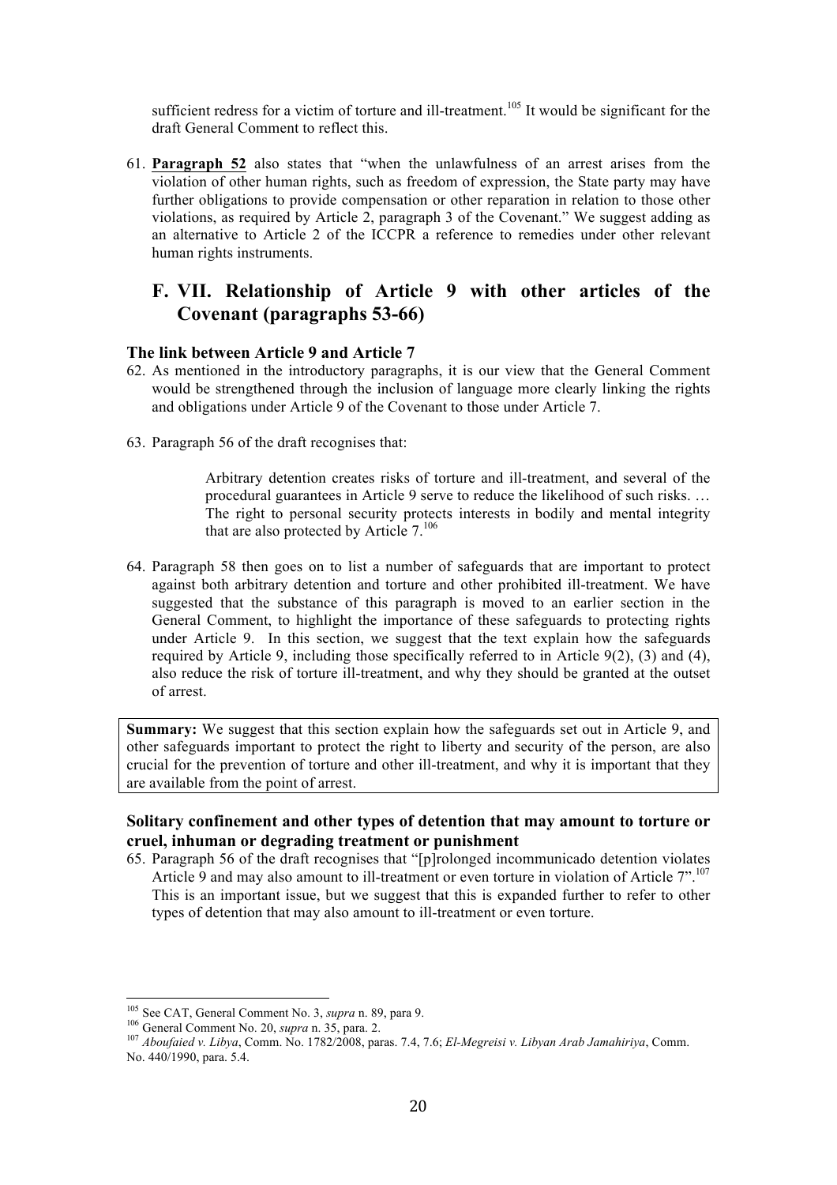sufficient redress for a victim of torture and ill-treatment.[105] It would be significant for the draft General Comment to reflect this.

61. **Paragraph 52** also states that "when the unlawfulness of an arrest arises from the violation of other human rights, such as freedom of expression, the State party may have further obligations to provide compensation or other reparation in relation to those other violations, as required by Article 2, paragraph 3 of the Covenant." We suggest adding as an alternative to Article 2 of the ICCPR a reference to remedies under other relevant human rights instruments.

## F. VII. Relationship of Article 9 with other articles of the Covenant (paragraphs 53-66)

### The link between Article 9 and Article 7

62. As mentioned in the introductory paragraphs, it is our view that the General Comment would be strengthened through the inclusion of language more clearly linking the rights and obligations under Article 9 of the Covenant to those under Article 7.

63. Paragraph 56 of the draft recognises that:

> Arbitrary detention creates risks of torture and ill-treatment, and several of the procedural guarantees in Article 9 serve to reduce the likelihood of such risks. … The right to personal security protects interests in bodily and mental integrity that are also protected by Article 7.[106]

64. Paragraph 58 then goes on to list a number of safeguards that are important to protect against both arbitrary detention and torture and other prohibited ill-treatment. We have suggested that the substance of this paragraph is moved to an earlier section in the General Comment, to highlight the importance of these safeguards to protecting rights under Article 9. In this section, we suggest that the text explain how the safeguards required by Article 9, including those specifically referred to in Article 9(2), (3) and (4), also reduce the risk of torture ill-treatment, and why they should be granted at the outset of arrest.

**Summary:** We suggest that this section explain how the safeguards set out in Article 9, and other safeguards important to protect the right to liberty and security of the person, are also crucial for the prevention of torture and other ill-treatment, and why it is important that they are available from the point of arrest.

### Solitary confinement and other types of detention that may amount to torture or cruel, inhuman or degrading treatment or punishment

65. Paragraph 56 of the draft recognises that "[p]rolonged incommunicado detention violates Article 9 and may also amount to ill-treatment or even torture in violation of Article 7".[107] This is an important issue, but we suggest that this is expanded further to refer to other types of detention that may also amount to ill-treatment or even torture.

---

[105] See CAT, General Comment No. 3, *supra* n. 89, para 9.

[106] General Comment No. 20, *supra* n. 35, para. 2.

[107] *Aboufaied v. Libya*, Comm. No. 1782/2008, paras. 7.4, 7.6; *El-Megreisi v. Libyan Arab Jamahiriya*, Comm. No. 440/1990, para. 5.4.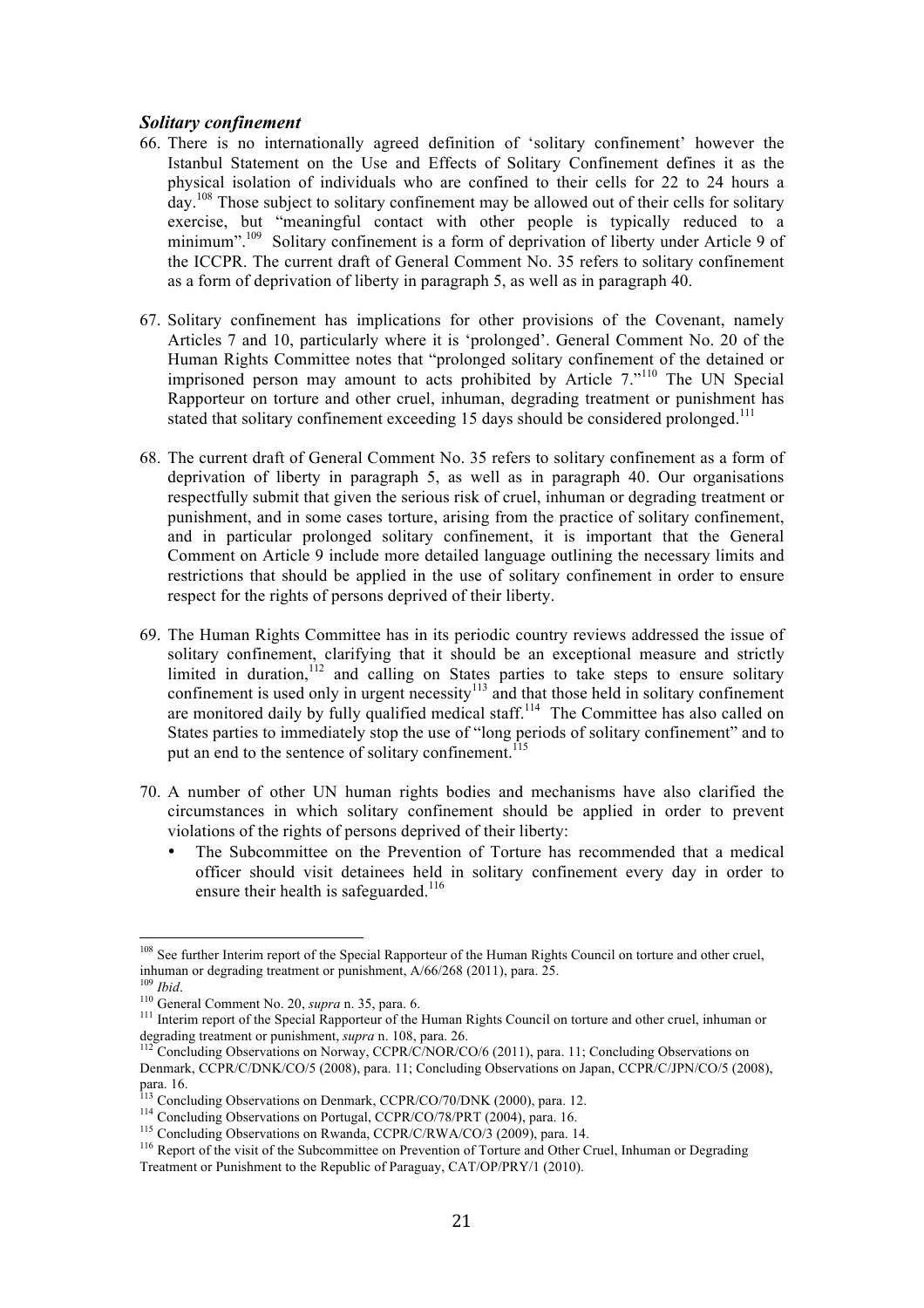### *Solitary confinement*

66. There is no internationally agreed definition of 'solitary confinement' however the Istanbul Statement on the Use and Effects of Solitary Confinement defines it as the physical isolation of individuals who are confined to their cells for 22 to 24 hours a day.[108] Those subject to solitary confinement may be allowed out of their cells for solitary exercise, but "meaningful contact with other people is typically reduced to a minimum".[109] Solitary confinement is a form of deprivation of liberty under Article 9 of the ICCPR. The current draft of General Comment No. 35 refers to solitary confinement as a form of deprivation of liberty in paragraph 5, as well as in paragraph 40.

67. Solitary confinement has implications for other provisions of the Covenant, namely Articles 7 and 10, particularly where it is 'prolonged'. General Comment No. 20 of the Human Rights Committee notes that "prolonged solitary confinement of the detained or imprisoned person may amount to acts prohibited by Article 7."[110] The UN Special Rapporteur on torture and other cruel, inhuman, degrading treatment or punishment has stated that solitary confinement exceeding 15 days should be considered prolonged.[111]

68. The current draft of General Comment No. 35 refers to solitary confinement as a form of deprivation of liberty in paragraph 5, as well as in paragraph 40. Our organisations respectfully submit that given the serious risk of cruel, inhuman or degrading treatment or punishment, and in some cases torture, arising from the practice of solitary confinement, and in particular prolonged solitary confinement, it is important that the General Comment on Article 9 include more detailed language outlining the necessary limits and restrictions that should be applied in the use of solitary confinement in order to ensure respect for the rights of persons deprived of their liberty.

69. The Human Rights Committee has in its periodic country reviews addressed the issue of solitary confinement, clarifying that it should be an exceptional measure and strictly limited in duration,[112] and calling on States parties to take steps to ensure solitary confinement is used only in urgent necessity[113] and that those held in solitary confinement are monitored daily by fully qualified medical staff.[114] The Committee has also called on States parties to immediately stop the use of "long periods of solitary confinement" and to put an end to the sentence of solitary confinement.[115]

70. A number of other UN human rights bodies and mechanisms have also clarified the circumstances in which solitary confinement should be applied in order to prevent violations of the rights of persons deprived of their liberty:
    - The Subcommittee on the Prevention of Torture has recommended that a medical officer should visit detainees held in solitary confinement every day in order to ensure their health is safeguarded.[116]

---

[108] See further Interim report of the Special Rapporteur of the Human Rights Council on torture and other cruel, inhuman or degrading treatment or punishment, A/66/268 (2011), para. 25.

[109] *Ibid*.

[110] General Comment No. 20, *supra* n. 35, para. 6.

[111] Interim report of the Special Rapporteur of the Human Rights Council on torture and other cruel, inhuman or degrading treatment or punishment, *supra* n. 108, para. 26.

[112] Concluding Observations on Norway, CCPR/C/NOR/CO/6 (2011), para. 11; Concluding Observations on Denmark, CCPR/C/DNK/CO/5 (2008), para. 11; Concluding Observations on Japan, CCPR/C/JPN/CO/5 (2008), para. 16.

[113] Concluding Observations on Denmark, CCPR/CO/70/DNK (2000), para. 12.

[114] Concluding Observations on Portugal, CCPR/CO/78/PRT (2004), para. 16.

[115] Concluding Observations on Rwanda, CCPR/C/RWA/CO/3 (2009), para. 14.

[116] Report of the visit of the Subcommittee on Prevention of Torture and Other Cruel, Inhuman or Degrading Treatment or Punishment to the Republic of Paraguay, CAT/OP/PRY/1 (2010).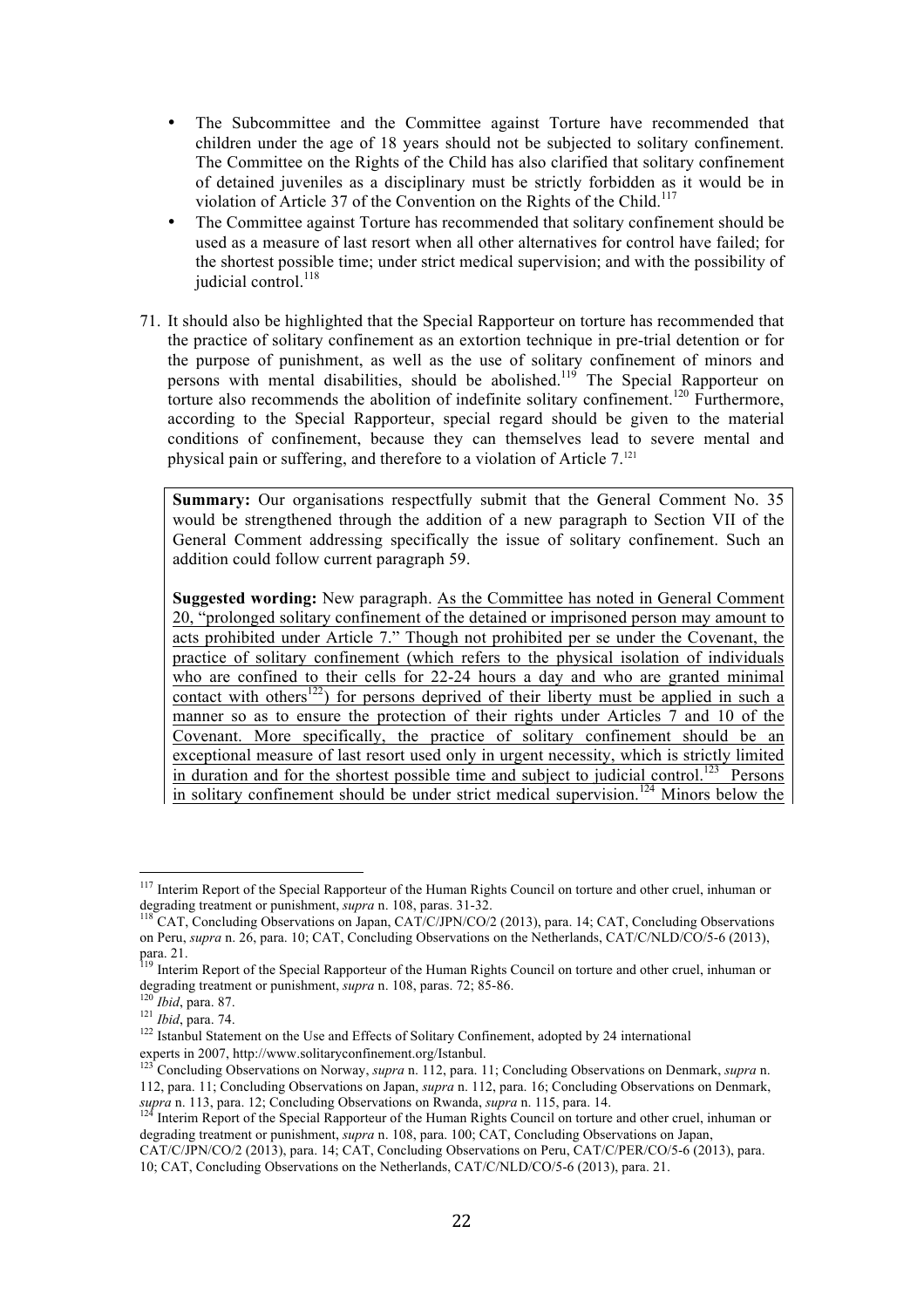- The Subcommittee and the Committee against Torture have recommended that children under the age of 18 years should not be subjected to solitary confinement. The Committee on the Rights of the Child has also clarified that solitary confinement of detained juveniles as a disciplinary must be strictly forbidden as it would be in violation of Article 37 of the Convention on the Rights of the Child.[117]
- The Committee against Torture has recommended that solitary confinement should be used as a measure of last resort when all other alternatives for control have failed; for the shortest possible time; under strict medical supervision; and with the possibility of judicial control.[118]

71. It should also be highlighted that the Special Rapporteur on torture has recommended that the practice of solitary confinement as an extortion technique in pre-trial detention or for the purpose of punishment, as well as the use of solitary confinement of minors and persons with mental disabilities, should be abolished.[119] The Special Rapporteur on torture also recommends the abolition of indefinite solitary confinement.[120] Furthermore, according to the Special Rapporteur, special regard should be given to the material conditions of confinement, because they can themselves lead to severe mental and physical pain or suffering, and therefore to a violation of Article 7.[121]

**Summary:** Our organisations respectfully submit that the General Comment No. 35 would be strengthened through the addition of a new paragraph to Section VII of the General Comment addressing specifically the issue of solitary confinement. Such an addition could follow current paragraph 59.

**Suggested wording:** New paragraph. <u>As the Committee has noted in General Comment 20, "prolonged solitary confinement of the detained or imprisoned person may amount to acts prohibited under Article 7." Though not prohibited per se under the Covenant, the practice of solitary confinement (which refers to the physical isolation of individuals who are confined to their cells for 22-24 hours a day and who are granted minimal contact with others[122]) for persons deprived of their liberty must be applied in such a manner so as to ensure the protection of their rights under Articles 7 and 10 of the Covenant. More specifically, the practice of solitary confinement should be an exceptional measure of last resort used only in urgent necessity, which is strictly limited in duration and for the shortest possible time and subject to judicial control.[123] Persons in solitary confinement should be under strict medical supervision.[124] Minors below the</u>

---

[117] Interim Report of the Special Rapporteur of the Human Rights Council on torture and other cruel, inhuman or degrading treatment or punishment, *supra* n. 108, paras. 31-32.

[118] CAT, Concluding Observations on Japan, CAT/C/JPN/CO/2 (2013), para. 14; CAT, Concluding Observations on Peru, *supra* n. 26, para. 10; CAT, Concluding Observations on the Netherlands, CAT/C/NLD/CO/5-6 (2013), para. 21.

[119] Interim Report of the Special Rapporteur of the Human Rights Council on torture and other cruel, inhuman or degrading treatment or punishment, *supra* n. 108, paras. 72; 85-86.

[120] *Ibid*, para. 87.

[121] *Ibid*, para. 74.

[122] Istanbul Statement on the Use and Effects of Solitary Confinement, adopted by 24 international experts in 2007, http://www.solitaryconfinement.org/Istanbul.

[123] Concluding Observations on Norway, *supra* n. 112, para. 11; Concluding Observations on Denmark, *supra* n. 112, para. 11; Concluding Observations on Japan, *supra* n. 112, para. 16; Concluding Observations on Denmark, *supra* n. 113, para. 12; Concluding Observations on Rwanda, *supra* n. 115, para. 14.

[124] Interim Report of the Special Rapporteur of the Human Rights Council on torture and other cruel, inhuman or degrading treatment or punishment, *supra* n. 108, para. 100; CAT, Concluding Observations on Japan, CAT/C/JPN/CO/2 (2013), para. 14; CAT, Concluding Observations on Peru, CAT/C/PER/CO/5-6 (2013), para. 10; CAT, Concluding Observations on the Netherlands, CAT/C/NLD/CO/5-6 (2013), para. 21.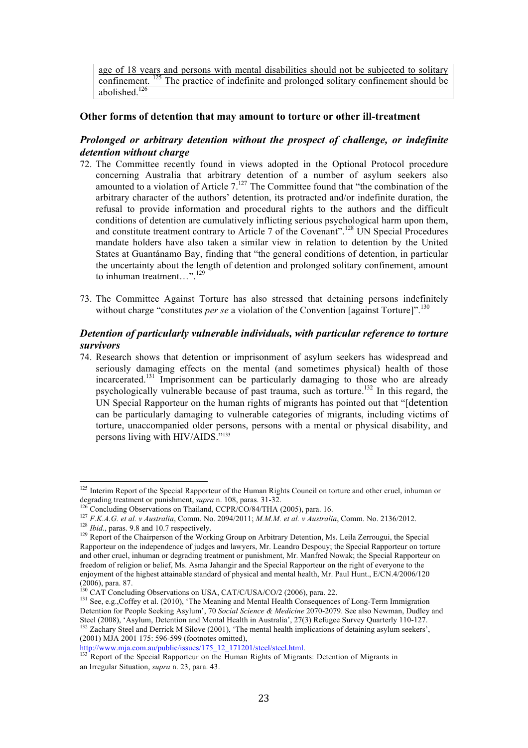age of 18 years and persons with mental disabilities should not be subjected to solitary confinement. [125] The practice of indefinite and prolonged solitary confinement should be abolished.[126]

### Other forms of detention that may amount to torture or other ill-treatment

#### *Prolonged or arbitrary detention without the prospect of challenge, or indefinite detention without charge*

72. The Committee recently found in views adopted in the Optional Protocol procedure concerning Australia that arbitrary detention of a number of asylum seekers also amounted to a violation of Article 7.[127] The Committee found that "the combination of the arbitrary character of the authors' detention, its protracted and/or indefinite duration, the refusal to provide information and procedural rights to the authors and the difficult conditions of detention are cumulatively inflicting serious psychological harm upon them, and constitute treatment contrary to Article 7 of the Covenant".[128] UN Special Procedures mandate holders have also taken a similar view in relation to detention by the United States at Guantánamo Bay, finding that "the general conditions of detention, in particular the uncertainty about the length of detention and prolonged solitary confinement, amount to inhuman treatment…".[129]

73. The Committee Against Torture has also stressed that detaining persons indefinitely without charge "constitutes *per se* a violation of the Convention [against Torture]".[130]

#### *Detention of particularly vulnerable individuals, with particular reference to torture survivors*

74. Research shows that detention or imprisonment of asylum seekers has widespread and seriously damaging effects on the mental (and sometimes physical) health of those incarcerated.[131] Imprisonment can be particularly damaging to those who are already psychologically vulnerable because of past trauma, such as torture.[132] In this regard, the UN Special Rapporteur on the human rights of migrants has pointed out that "[detention can be particularly damaging to vulnerable categories of migrants, including victims of torture, unaccompanied older persons, persons with a mental or physical disability, and persons living with HIV/AIDS."[133]

---

[125] Interim Report of the Special Rapporteur of the Human Rights Council on torture and other cruel, inhuman or degrading treatment or punishment, *supra* n. 108, paras. 31-32.

[126] Concluding Observations on Thailand, CCPR/CO/84/THA (2005), para. 16.

[127] *F.K.A.G. et al. v Australia*, Comm. No. 2094/2011; *M.M.M. et al. v Australia*, Comm. No. 2136/2012.

[128] *Ibid*., paras. 9.8 and 10.7 respectively.

[129] Report of the Chairperson of the Working Group on Arbitrary Detention, Ms. Leila Zerrougui, the Special Rapporteur on the independence of judges and lawyers, Mr. Leandro Despouy; the Special Rapporteur on torture and other cruel, inhuman or degrading treatment or punishment, Mr. Manfred Nowak; the Special Rapporteur on freedom of religion or belief, Ms. Asma Jahangir and the Special Rapporteur on the right of everyone to the enjoyment of the highest attainable standard of physical and mental health, Mr. Paul Hunt., E/CN.4/2006/120 (2006), para. 87.

[130] CAT Concluding Observations on USA, CAT/C/USA/CO/2 (2006), para. 22.

[131] See, e.g.,Coffey et al. (2010), 'The Meaning and Mental Health Consequences of Long-Term Immigration Detention for People Seeking Asylum', 70 *Social Science & Medicine* 2070-2079. See also Newman, Dudley and Steel (2008), 'Asylum, Detention and Mental Health in Australia', 27(3) Refugee Survey Quarterly 110-127.

[132] Zachary Steel and Derrick M Silove (2001), 'The mental health implications of detaining asylum seekers', (2001) MJA 2001 175: 596-599 (footnotes omitted), http://www.mja.com.au/public/issues/175_12_171201/steel/steel.html.

[133] Report of the Special Rapporteur on the Human Rights of Migrants: Detention of Migrants in an Irregular Situation, *supra* n. 23, para. 43.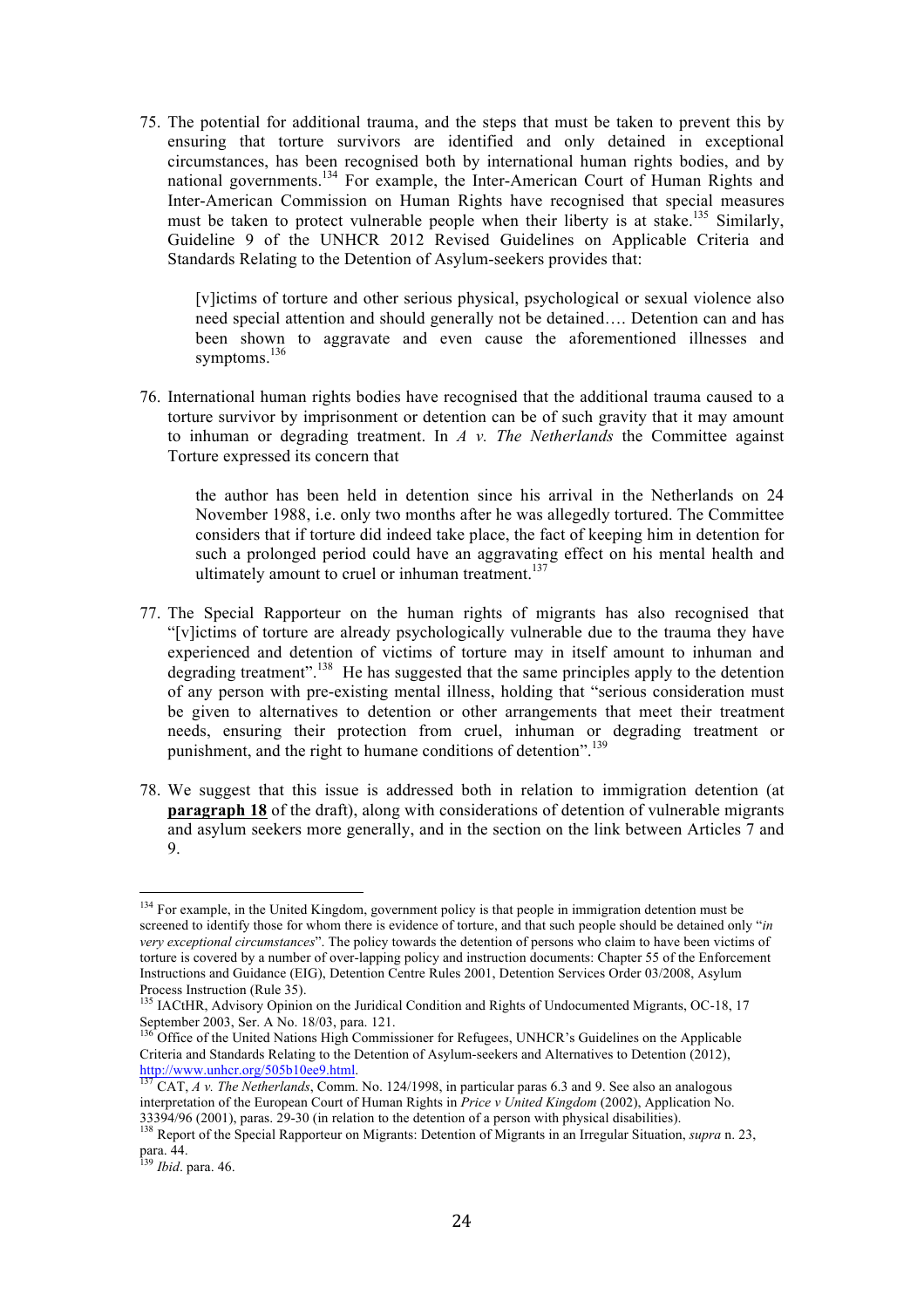75. The potential for additional trauma, and the steps that must be taken to prevent this by ensuring that torture survivors are identified and only detained in exceptional circumstances, has been recognised both by international human rights bodies, and by national governments.[134] For example, the Inter-American Court of Human Rights and Inter-American Commission on Human Rights have recognised that special measures must be taken to protect vulnerable people when their liberty is at stake.[135] Similarly, Guideline 9 of the UNHCR 2012 Revised Guidelines on Applicable Criteria and Standards Relating to the Detention of Asylum-seekers provides that:

    > [v]ictims of torture and other serious physical, psychological or sexual violence also need special attention and should generally not be detained…. Detention can and has been shown to aggravate and even cause the aforementioned illnesses and symptoms.[136]

76. International human rights bodies have recognised that the additional trauma caused to a torture survivor by imprisonment or detention can be of such gravity that it may amount to inhuman or degrading treatment. In *A v. The Netherlands* the Committee against Torture expressed its concern that

    > the author has been held in detention since his arrival in the Netherlands on 24 November 1988, i.e. only two months after he was allegedly tortured. The Committee considers that if torture did indeed take place, the fact of keeping him in detention for such a prolonged period could have an aggravating effect on his mental health and ultimately amount to cruel or inhuman treatment.[137]

77. The Special Rapporteur on the human rights of migrants has also recognised that "[v]ictims of torture are already psychologically vulnerable due to the trauma they have experienced and detention of victims of torture may in itself amount to inhuman and degrading treatment".[138] He has suggested that the same principles apply to the detention of any person with pre-existing mental illness, holding that "serious consideration must be given to alternatives to detention or other arrangements that meet their treatment needs, ensuring their protection from cruel, inhuman or degrading treatment or punishment, and the right to humane conditions of detention".[139]

78. We suggest that this issue is addressed both in relation to immigration detention (at **paragraph 18** of the draft), along with considerations of detention of vulnerable migrants and asylum seekers more generally, and in the section on the link between Articles 7 and 9.

---

[134] For example, in the United Kingdom, government policy is that people in immigration detention must be screened to identify those for whom there is evidence of torture, and that such people should be detained only "*in very exceptional circumstances*". The policy towards the detention of persons who claim to have been victims of torture is covered by a number of over-lapping policy and instruction documents: Chapter 55 of the Enforcement Instructions and Guidance (EIG), Detention Centre Rules 2001, Detention Services Order 03/2008, Asylum Process Instruction (Rule 35).

[135] IACtHR, Advisory Opinion on the Juridical Condition and Rights of Undocumented Migrants, OC-18, 17 September 2003, Ser. A No. 18/03, para. 121.

[136] Office of the United Nations High Commissioner for Refugees, UNHCR's Guidelines on the Applicable Criteria and Standards Relating to the Detention of Asylum-seekers and Alternatives to Detention (2012), http://www.unhcr.org/505b10ee9.html.

[137] CAT, *A v. The Netherlands*, Comm. No. 124/1998, in particular paras 6.3 and 9. See also an analogous interpretation of the European Court of Human Rights in *Price v United Kingdom* (2002), Application No. 33394/96 (2001), paras. 29-30 (in relation to the detention of a person with physical disabilities).

[138] Report of the Special Rapporteur on Migrants: Detention of Migrants in an Irregular Situation, *supra* n. 23, para. 44.

[139] *Ibid*. para. 46.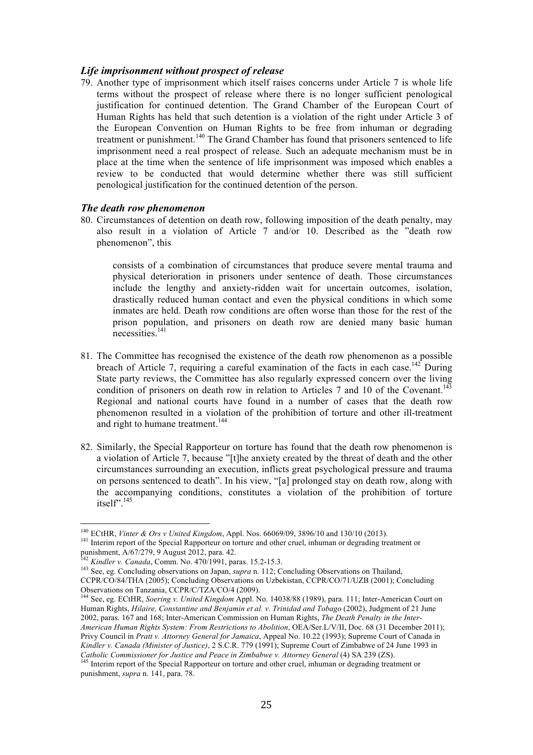### *Life imprisonment without prospect of release*

79. Another type of imprisonment which itself raises concerns under Article 7 is whole life terms without the prospect of release where there is no longer sufficient penological justification for continued detention. The Grand Chamber of the European Court of Human Rights has held that such detention is a violation of the right under Article 3 of the European Convention on Human Rights to be free from inhuman or degrading treatment or punishment.[140] The Grand Chamber has found that prisoners sentenced to life imprisonment need a real prospect of release. Such an adequate mechanism must be in place at the time when the sentence of life imprisonment was imposed which enables a review to be conducted that would determine whether there was still sufficient penological justification for the continued detention of the person.

### *The death row phenomenon*

80. Circumstances of detention on death row, following imposition of the death penalty, may also result in a violation of Article 7 and/or 10. Described as the "death row phenomenon", this

    consists of a combination of circumstances that produce severe mental trauma and physical deterioration in prisoners under sentence of death. Those circumstances include the lengthy and anxiety-ridden wait for uncertain outcomes, isolation, drastically reduced human contact and even the physical conditions in which some inmates are held. Death row conditions are often worse than those for the rest of the prison population, and prisoners on death row are denied many basic human necessities.[141]

81. The Committee has recognised the existence of the death row phenomenon as a possible breach of Article 7, requiring a careful examination of the facts in each case.[142] During State party reviews, the Committee has also regularly expressed concern over the living condition of prisoners on death row in relation to Articles 7 and 10 of the Covenant.[143] Regional and national courts have found in a number of cases that the death row phenomenon resulted in a violation of the prohibition of torture and other ill-treatment and right to humane treatment.[144]

82. Similarly, the Special Rapporteur on torture has found that the death row phenomenon is a violation of Article 7, because "[t]he anxiety created by the threat of death and the other circumstances surrounding an execution, inflicts great psychological pressure and trauma on persons sentenced to death". In his view, "[a] prolonged stay on death row, along with the accompanying conditions, constitutes a violation of the prohibition of torture itself".[145]

---

[140] ECtHR, *Vinter & Ors v United Kingdom*, Appl. Nos. 66069/09, 3896/10 and 130/10 (2013).

[141] Interim report of the Special Rapporteur on torture and other cruel, inhuman or degrading treatment or punishment, A/67/279, 9 August 2012, para. 42.

[142] *Kindler v. Canada*, Comm. No. 470/1991, paras. 15.2-15.3.

[143] See, eg. Concluding observations on Japan, *supra* n. 112; Concluding Observations on Thailand, CCPR/CO/84/THA (2005); Concluding Observations on Uzbekistan, CCPR/CO/71/UZB (2001); Concluding Observations on Tanzania, CCPR/C/TZA/CO/4 (2009).

[144] See, eg. ECtHR, *Soering v. United Kingdom* Appl. No. 14038/88 (1989), para. 111; Inter-American Court on Human Rights, *Hilaire, Constantine and Benjamin et al. v. Trinidad and Tobago* (2002), Judgment of 21 June 2002, paras. 167 and 168; Inter-American Commission on Human Rights, *The Death Penalty in the Inter-American Human Rights System: From Restrictions to Abolition*, OEA/Ser.L/V/II, Doc. 68 (31 December 2011); Privy Council in *Pratt v. Attorney General for Jamaica*, Appeal No. 10.22 (1993); Supreme Court of Canada in *Kindler v. Canada (Minister of Justice)*, 2 S.C.R. 779 (1991); Supreme Court of Zimbabwe of 24 June 1993 in *Catholic Commissioner for Justice and Peace in Zimbabwe v. Attorney General* (4) SA 239 (ZS).

[145] Interim report of the Special Rapporteur on torture and other cruel, inhuman or degrading treatment or punishment, *supra* n. 141, para. 78.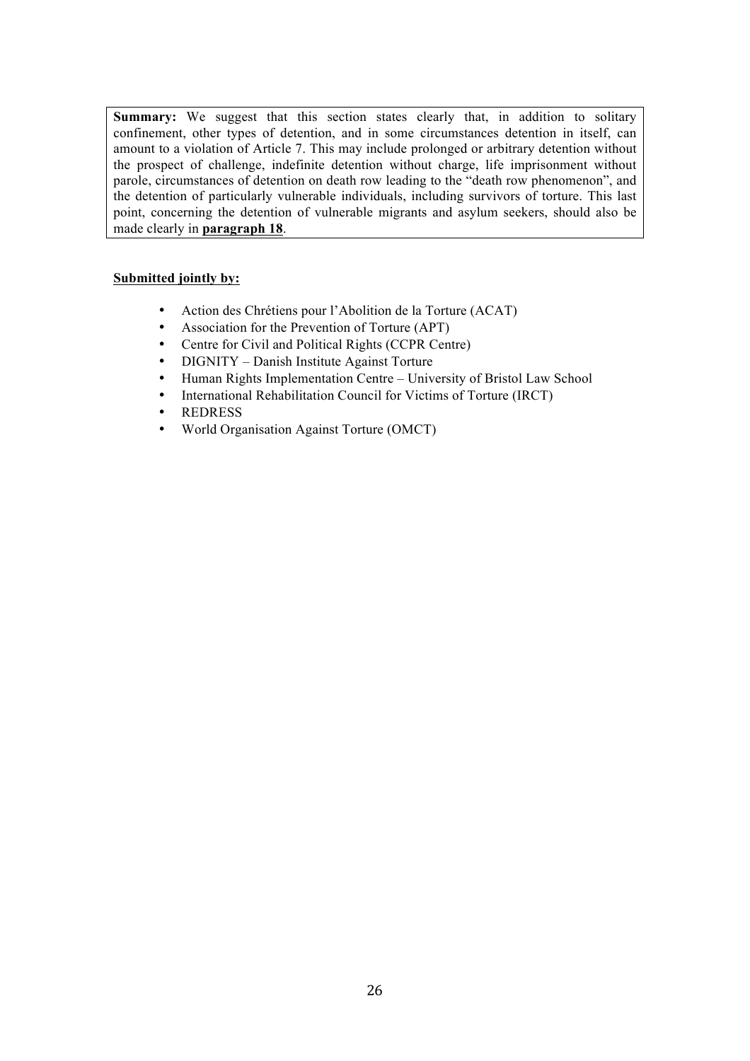**Summary:** We suggest that this section states clearly that, in addition to solitary confinement, other types of detention, and in some circumstances detention in itself, can amount to a violation of Article 7. This may include prolonged or arbitrary detention without the prospect of challenge, indefinite detention without charge, life imprisonment without parole, circumstances of detention on death row leading to the "death row phenomenon", and the detention of particularly vulnerable individuals, including survivors of torture. This last point, concerning the detention of vulnerable migrants and asylum seekers, should also be made clearly in **paragraph 18**.

**Submitted jointly by:**

- Action des Chrétiens pour l'Abolition de la Torture (ACAT)
- Association for the Prevention of Torture (APT)
- Centre for Civil and Political Rights (CCPR Centre)
- DIGNITY – Danish Institute Against Torture
- Human Rights Implementation Centre – University of Bristol Law School
- International Rehabilitation Council for Victims of Torture (IRCT)
- REDRESS
- World Organisation Against Torture (OMCT)